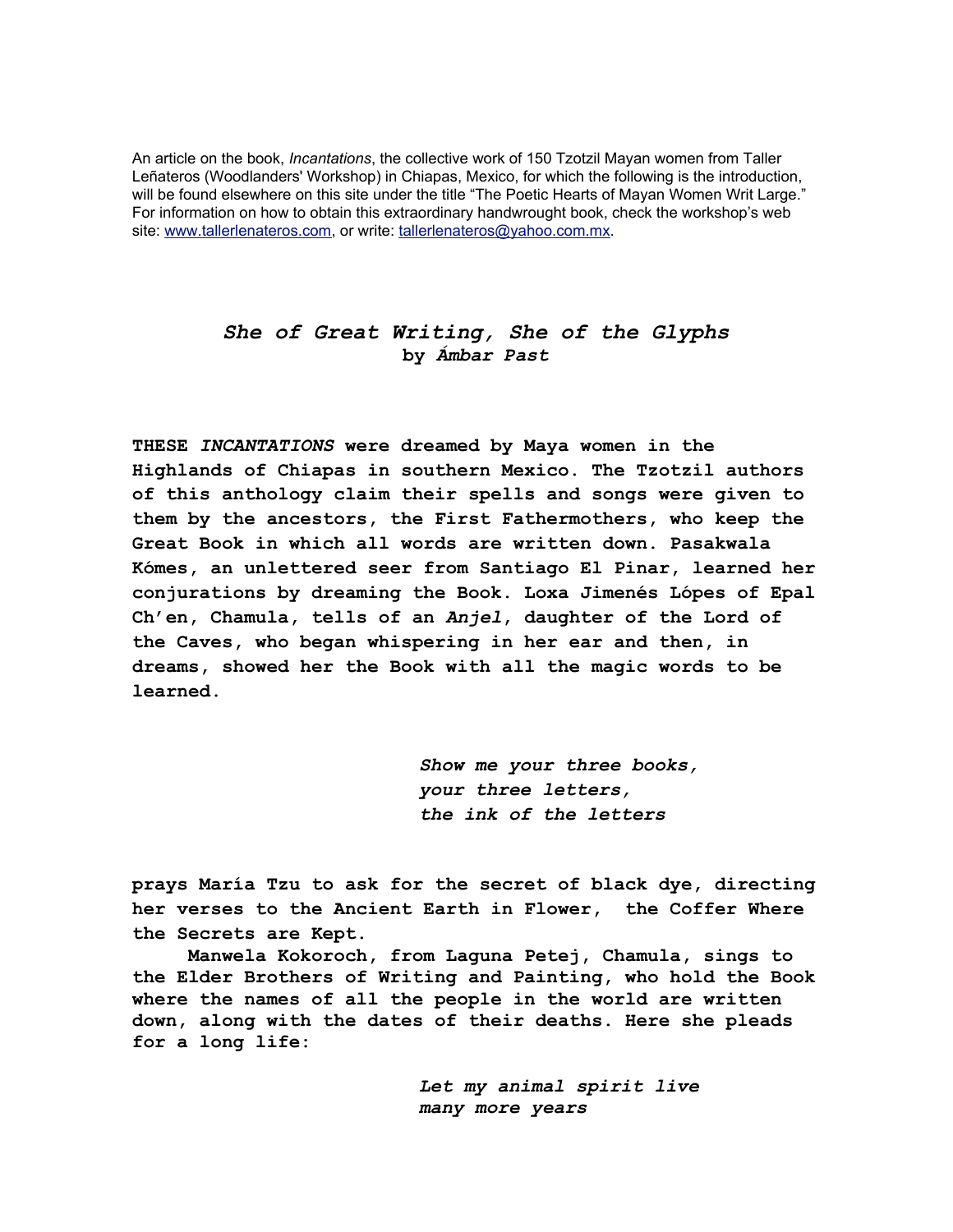An article on the book, *Incantations*, the collective work of 150 Tzotzil Mayan women from Taller Leñateros (Woodlanders' Workshop) in Chiapas, Mexico, for which the following is the introduction, will be found elsewhere on this site under the title "The Poetic Hearts of Mayan Women Writ Large." For information on how to obtain this extraordinary handwrought book, check the workshop's web site: www.tallerlenateros.com, or write: tallerlenateros@yahoo.com.mx.

# *She of Great Writing, She of the Glyphs*

**by *Ámbar Past***

**THESE *INCANTATIONS* were dreamed by Maya women in the Highlands of Chiapas in southern Mexico. The Tzotzil authors of this anthology claim their spells and songs were given to them by the ancestors, the First Fathermothers, who keep the Great Book in which all words are written down. Pasakwala Kómes, an unlettered seer from Santiago El Pinar, learned her conjurations by dreaming the Book. Loxa Jimenés Lópes of Epal Ch'en, Chamula, tells of an *Anjel*, daughter of the Lord of the Caves, who began whispering in her ear and then, in dreams, showed her the Book with all the magic words to be learned.**

> ***Show me your three books,***
> ***your three letters,***
> ***the ink of the letters***

**prays María Tzu to ask for the secret of black dye, directing her verses to the Ancient Earth in Flower, the Coffer Where the Secrets are Kept.**

**Manwela Kokoroch, from Laguna Petej, Chamula, sings to the Elder Brothers of Writing and Painting, who hold the Book where the names of all the people in the world are written down, along with the dates of their deaths. Here she pleads for a long life:**

> ***Let my animal spirit live***
> ***many more years***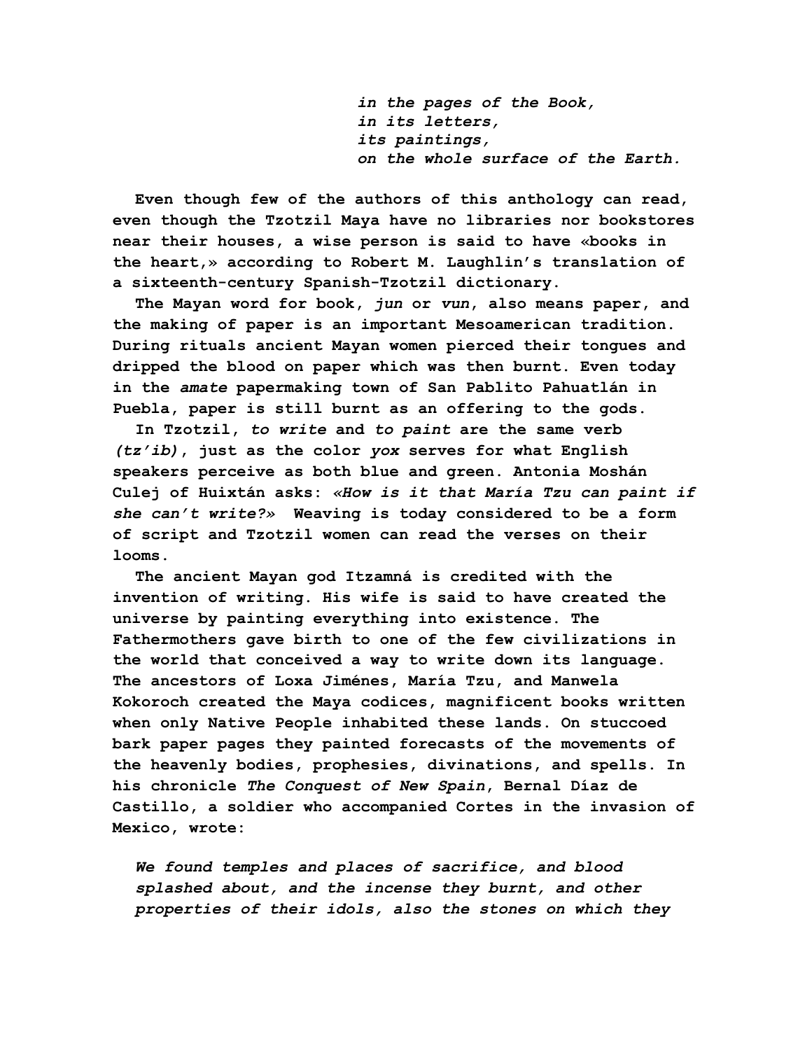> ***in the pages of the Book,***
> ***in its letters,***
> ***its paintings,***
> ***on the whole surface of the Earth.***

**Even though few of the authors of this anthology can read, even though the Tzotzil Maya have no libraries nor bookstores near their houses, a wise person is said to have «books in the heart,» according to Robert M. Laughlin's translation of a sixteenth-century Spanish-Tzotzil dictionary.**

**The Mayan word for book, *jun* or *vun*, also means paper, and the making of paper is an important Mesoamerican tradition. During rituals ancient Mayan women pierced their tongues and dripped the blood on paper which was then burnt. Even today in the *amate* papermaking town of San Pablito Pahuatlán in Puebla, paper is still burnt as an offering to the gods.**

**In Tzotzil, *to write* and *to paint* are the same verb *(tz'ib)*, just as the color *yox* serves for what English speakers perceive as both blue and green. Antonia Moshán Culej of Huixtán asks: *«How is it that María Tzu can paint if she can't write?»* Weaving is today considered to be a form of script and Tzotzil women can read the verses on their looms.**

**The ancient Mayan god Itzamná is credited with the invention of writing. His wife is said to have created the universe by painting everything into existence. The Fathermothers gave birth to one of the few civilizations in the world that conceived a way to write down its language. The ancestors of Loxa Jiménes, María Tzu, and Manwela Kokoroch created the Maya codices, magnificent books written when only Native People inhabited these lands. On stuccoed bark paper pages they painted forecasts of the movements of the heavenly bodies, prophesies, divinations, and spells. In his chronicle *The Conquest of New Spain*, Bernal Díaz de Castillo, a soldier who accompanied Cortes in the invasion of Mexico, wrote:**

> ***We found temples and places of sacrifice, and blood splashed about, and the incense they burnt, and other properties of their idols, also the stones on which they***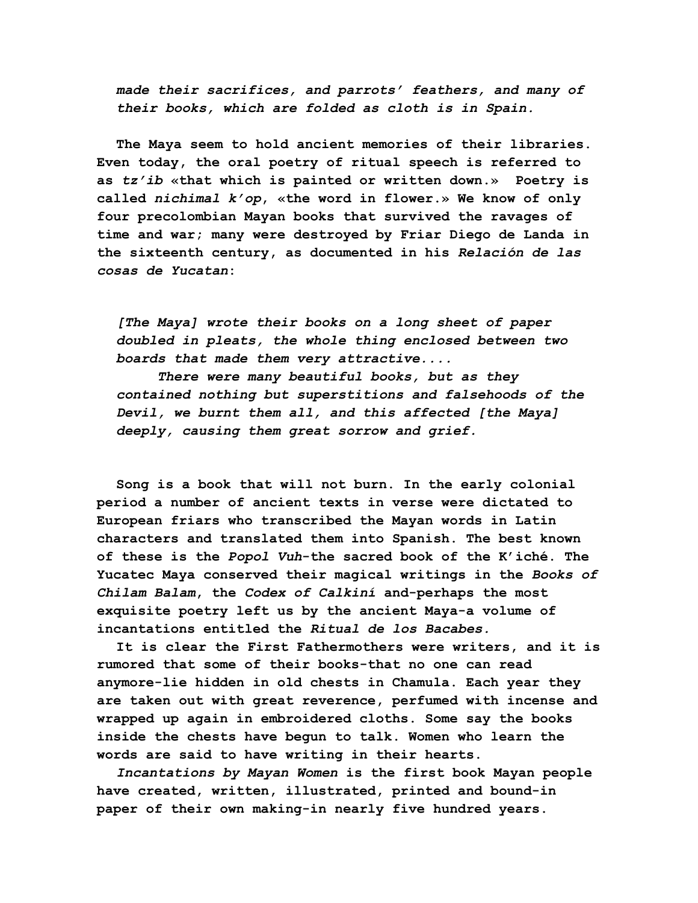*made their sacrifices, and parrots' feathers, and many of their books, which are folded as cloth is in Spain.*

**The Maya seem to hold ancient memories of their libraries. Even today, the oral poetry of ritual speech is referred to as *tz'ib* «that which is painted or written down.» Poetry is called *nichimal k'op*, «the word in flower.» We know of only four precolombian Mayan books that survived the ravages of time and war; many were destroyed by Friar Diego de Landa in the sixteenth century, as documented in his *Relación de las cosas de Yucatan*:**

> *[The Maya] wrote their books on a long sheet of paper doubled in pleats, the whole thing enclosed between two boards that made them very attractive....*
>
> *There were many beautiful books, but as they contained nothing but superstitions and falsehoods of the Devil, we burnt them all, and this affected [the Maya] deeply, causing them great sorrow and grief.*

**Song is a book that will not burn. In the early colonial period a number of ancient texts in verse were dictated to European friars who transcribed the Mayan words in Latin characters and translated them into Spanish. The best known of these is the *Popol Vuh*-the sacred book of the K'iché. The Yucatec Maya conserved their magical writings in the *Books of Chilam Balam*, the *Codex of Calkiní* and-perhaps the most exquisite poetry left us by the ancient Maya-a volume of incantations entitled the *Ritual de los Bacabes.***

**It is clear the First Fathermothers were writers, and it is rumored that some of their books-that no one can read anymore-lie hidden in old chests in Chamula. Each year they are taken out with great reverence, perfumed with incense and wrapped up again in embroidered cloths. Some say the books inside the chests have begun to talk. Women who learn the words are said to have writing in their hearts.**

***Incantations by Mayan Women* is the first book Mayan people have created, written, illustrated, printed and bound-in paper of their own making-in nearly five hundred years.**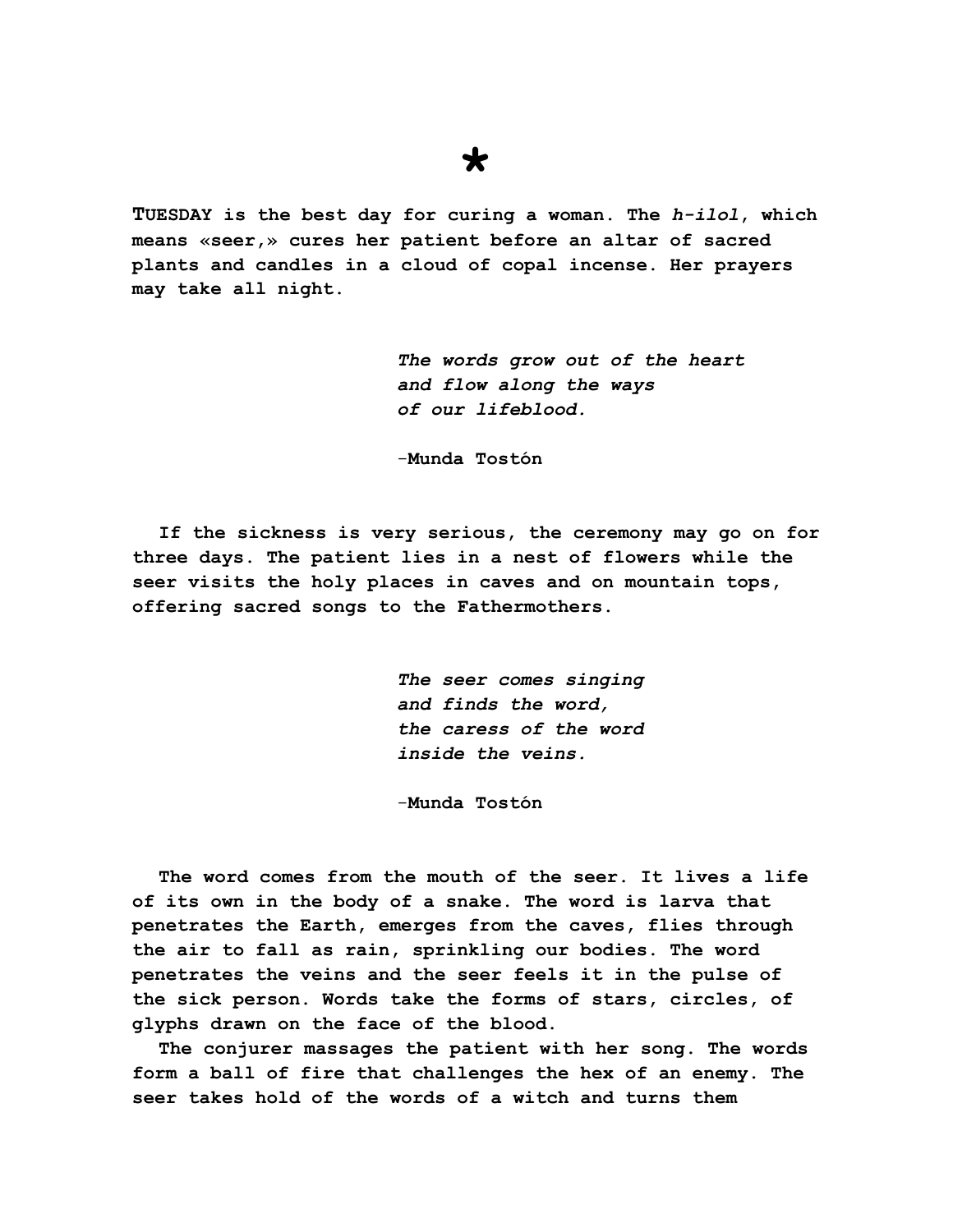*

**TUESDAY is the best day for curing a woman. The *h-ilol*, which means «seer,» cures her patient before an altar of sacred plants and candles in a cloud of copal incense. Her prayers may take all night.**

> ***The words grow out of the heart***
> ***and flow along the ways***
> ***of our lifeblood.***
>
> **-Munda Tostón**

**If the sickness is very serious, the ceremony may go on for three days. The patient lies in a nest of flowers while the seer visits the holy places in caves and on mountain tops, offering sacred songs to the Fathermothers.**

> ***The seer comes singing***
> ***and finds the word,***
> ***the caress of the word***
> ***inside the veins.***
>
> **-Munda Tostón**

**The word comes from the mouth of the seer. It lives a life of its own in the body of a snake. The word is larva that penetrates the Earth, emerges from the caves, flies through the air to fall as rain, sprinkling our bodies. The word penetrates the veins and the seer feels it in the pulse of the sick person. Words take the forms of stars, circles, of glyphs drawn on the face of the blood.**

**The conjurer massages the patient with her song. The words form a ball of fire that challenges the hex of an enemy. The seer takes hold of the words of a witch and turns them**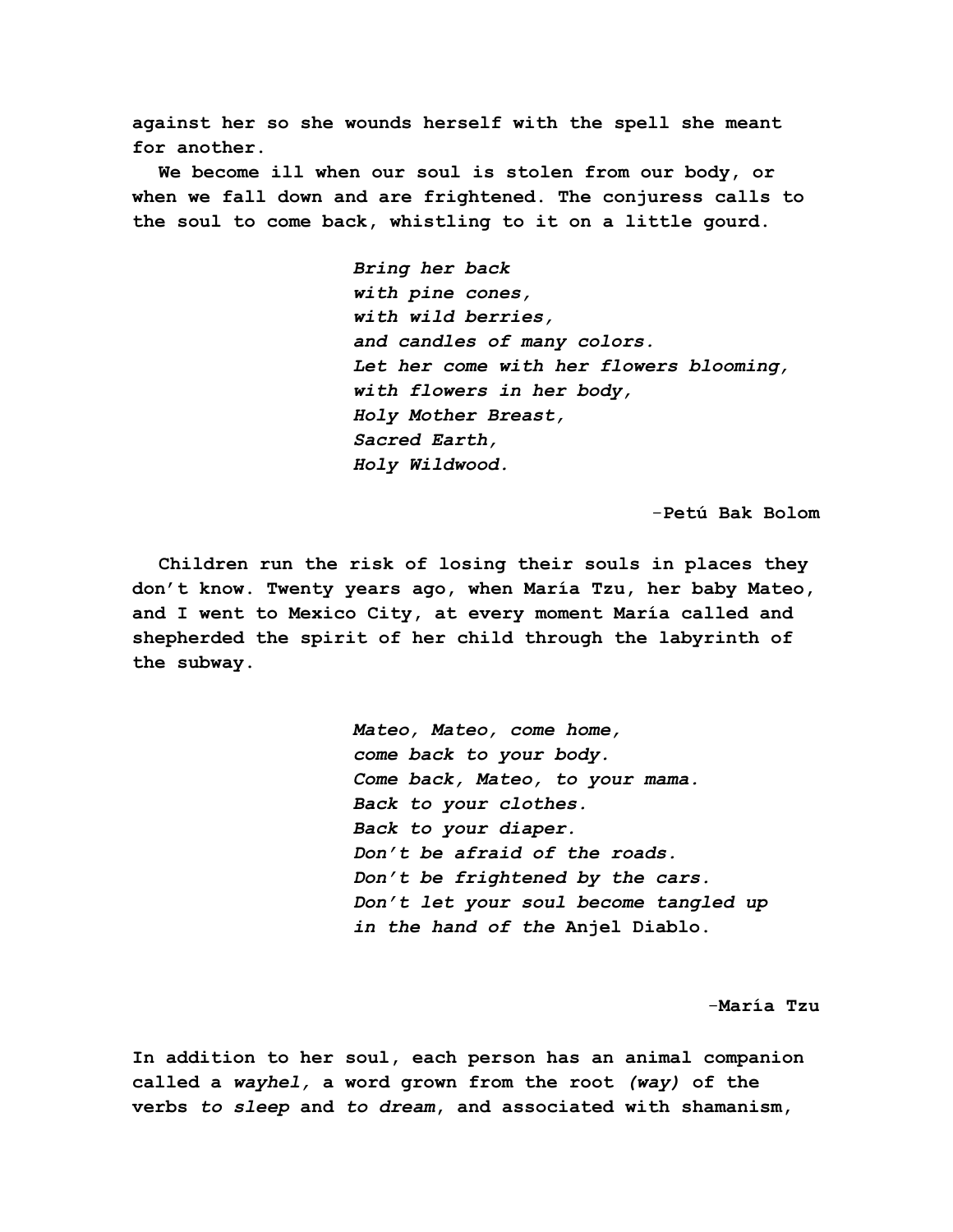against her so she wounds herself with the spell she meant for another.

We become ill when our soul is stolen from our body, or when we fall down and are frightened. The conjuress calls to the soul to come back, whistling to it on a little gourd.

> *Bring her back*
> *with pine cones,*
> *with wild berries,*
> *and candles of many colors.*
> *Let her come with her flowers blooming,*
> *with flowers in her body,*
> *Holy Mother Breast,*
> *Sacred Earth,*
> *Holy Wildwood.*

-Petú Bak Bolom

Children run the risk of losing their souls in places they don't know. Twenty years ago, when María Tzu, her baby Mateo, and I went to Mexico City, at every moment María called and shepherded the spirit of her child through the labyrinth of the subway.

> *Mateo, Mateo, come home,*
> *come back to your body.*
> *Come back, Mateo, to your mama.*
> *Back to your clothes.*
> *Back to your diaper.*
> *Don't be afraid of the roads.*
> *Don't be frightened by the cars.*
> *Don't let your soul become tangled up*
> *in the hand of the* Anjel Diablo.

-María Tzu

In addition to her soul, each person has an animal companion called a *wayhel,* a word grown from the root *(way)* of the verbs *to sleep* and *to dream*, and associated with shamanism,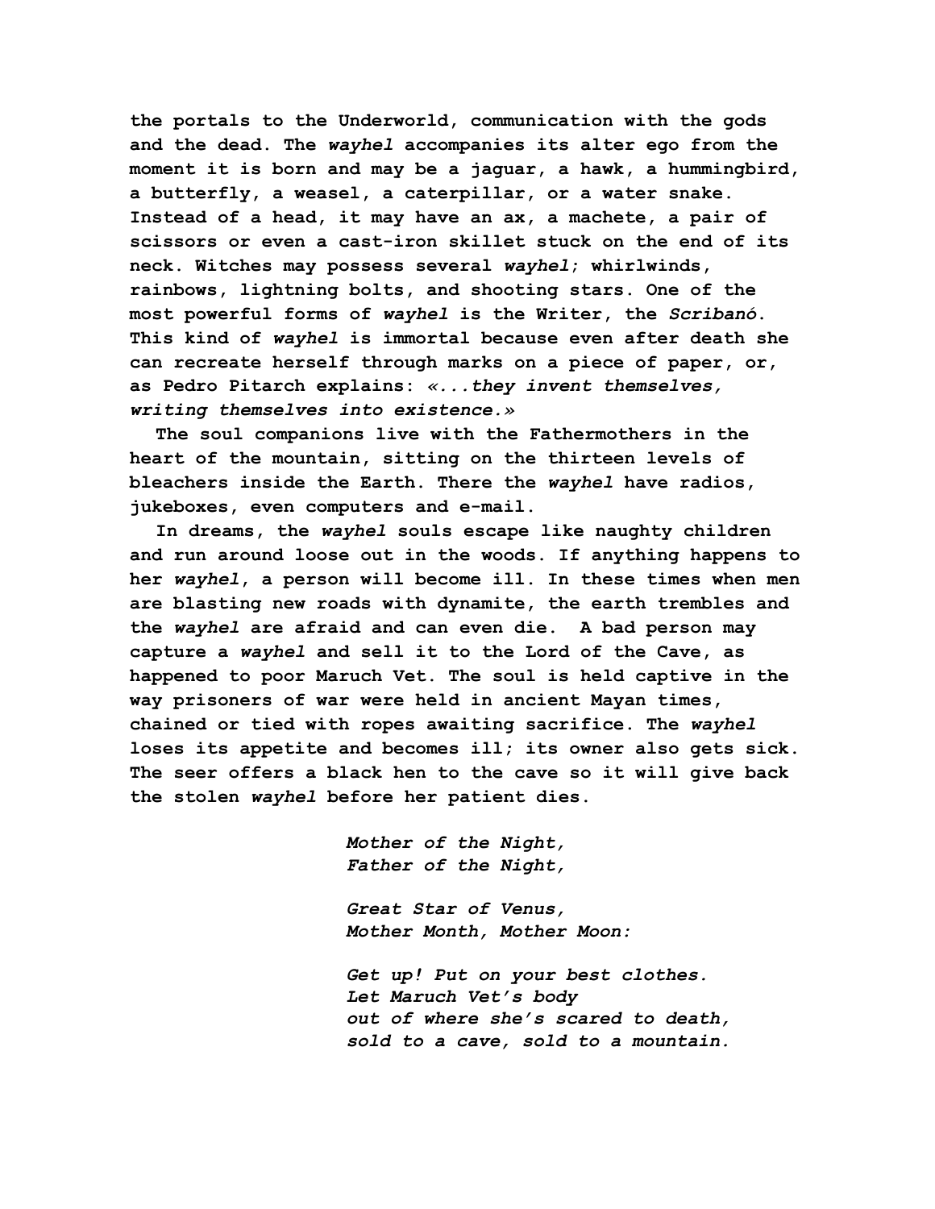the portals to the Underworld, communication with the gods and the dead. The *wayhel* accompanies its alter ego from the moment it is born and may be a jaguar, a hawk, a hummingbird, a butterfly, a weasel, a caterpillar, or a water snake. Instead of a head, it may have an ax, a machete, a pair of scissors or even a cast-iron skillet stuck on the end of its neck. Witches may possess several *wayhel*; whirlwinds, rainbows, lightning bolts, and shooting stars. One of the most powerful forms of *wayhel* is the Writer, the *Scribanó*. This kind of *wayhel* is immortal because even after death she can recreate herself through marks on a piece of paper, or, as Pedro Pitarch explains: *«...they invent themselves, writing themselves into existence.»*

The soul companions live with the Fathermothers in the heart of the mountain, sitting on the thirteen levels of bleachers inside the Earth. There the *wayhel* have radios, jukeboxes, even computers and e-mail.

In dreams, the *wayhel* souls escape like naughty children and run around loose out in the woods. If anything happens to her *wayhel*, a person will become ill. In these times when men are blasting new roads with dynamite, the earth trembles and the *wayhel* are afraid and can even die. A bad person may capture a *wayhel* and sell it to the Lord of the Cave, as happened to poor Maruch Vet. The soul is held captive in the way prisoners of war were held in ancient Mayan times, chained or tied with ropes awaiting sacrifice. The *wayhel* loses its appetite and becomes ill; its owner also gets sick. The seer offers a black hen to the cave so it will give back the stolen *wayhel* before her patient dies.

*Mother of the Night,*
*Father of the Night,*

*Great Star of Venus,*
*Mother Month, Mother Moon:*

*Get up! Put on your best clothes.*
*Let Maruch Vet's body*
*out of where she's scared to death,*
*sold to a cave, sold to a mountain.*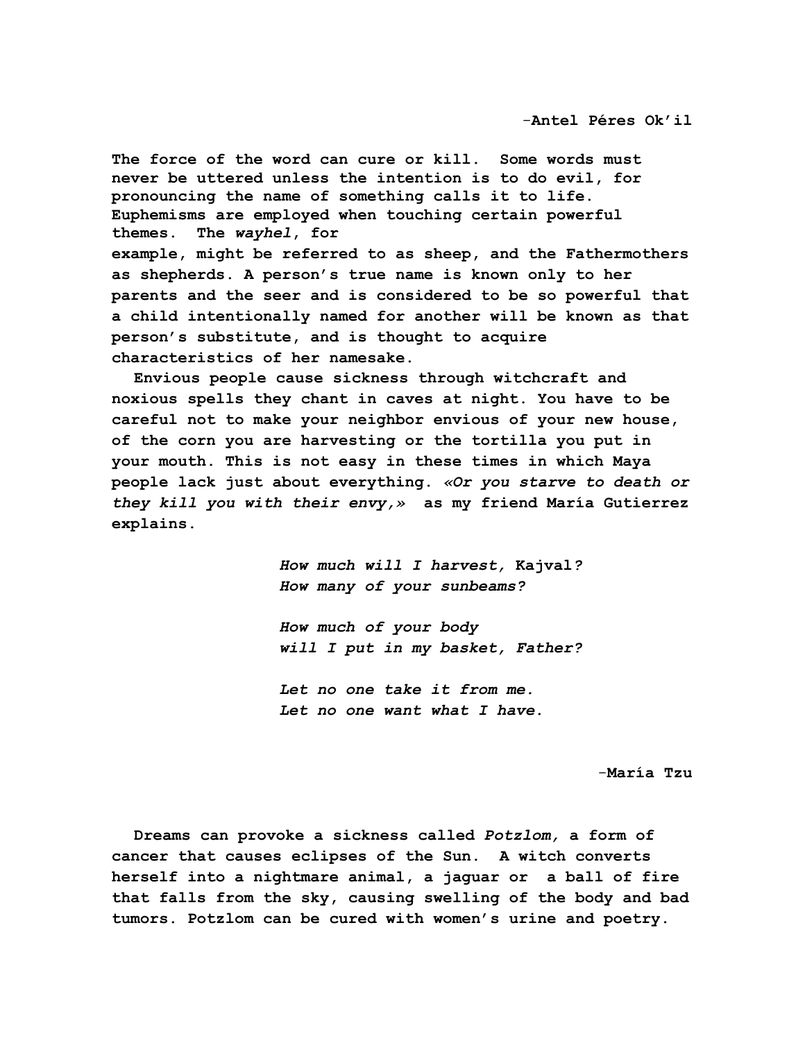–Antel Péres Ok'il

The force of the word can cure or kill. Some words must never be uttered unless the intention is to do evil, for pronouncing the name of something calls it to life. Euphemisms are employed when touching certain powerful themes. The *wayhel*, for example, might be referred to as sheep, and the Fathermothers as shepherds. A person's true name is known only to her parents and the seer and is considered to be so powerful that a child intentionally named for another will be known as that person's substitute, and is thought to acquire characteristics of her namesake.

Envious people cause sickness through witchcraft and noxious spells they chant in caves at night. You have to be careful not to make your neighbor envious of your new house, of the corn you are harvesting or the tortilla you put in your mouth. This is not easy in these times in which Maya people lack just about everything. *«Or you starve to death or they kill you with their envy,»* as my friend María Gutierrez explains.

> *How much will I harvest,* Kajval*?*
> *How many of your sunbeams?*
>
> *How much of your body*
> *will I put in my basket, Father?*
>
> *Let no one take it from me.*
> *Let no one want what I have.*

–María Tzu

Dreams can provoke a sickness called *Potzlom,* a form of cancer that causes eclipses of the Sun. A witch converts herself into a nightmare animal, a jaguar or a ball of fire that falls from the sky, causing swelling of the body and bad tumors. Potzlom can be cured with women's urine and poetry.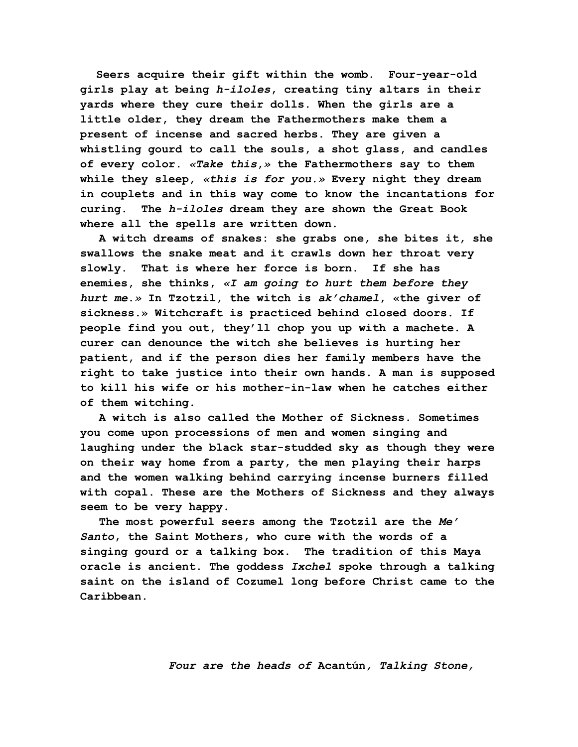Seers acquire their gift within the womb. Four-year-old girls play at being *h-iloles*, creating tiny altars in their yards where they cure their dolls. When the girls are a little older, they dream the Fathermothers make them a present of incense and sacred herbs. They are given a whistling gourd to call the souls, a shot glass, and candles of every color. *«Take this,»* the Fathermothers say to them while they sleep, *«this is for you.»* Every night they dream in couplets and in this way come to know the incantations for curing. The *h-iloles* dream they are shown the Great Book where all the spells are written down.

A witch dreams of snakes: she grabs one, she bites it, she swallows the snake meat and it crawls down her throat very slowly. That is where her force is born. If she has enemies, she thinks, *«I am going to hurt them before they hurt me.»* In Tzotzil, the witch is *ak'chamel*, «the giver of sickness.» Witchcraft is practiced behind closed doors. If people find you out, they'll chop you up with a machete. A curer can denounce the witch she believes is hurting her patient, and if the person dies her family members have the right to take justice into their own hands. A man is supposed to kill his wife or his mother-in-law when he catches either of them witching.

A witch is also called the Mother of Sickness. Sometimes you come upon processions of men and women singing and laughing under the black star-studded sky as though they were on their way home from a party, the men playing their harps and the women walking behind carrying incense burners filled with copal. These are the Mothers of Sickness and they always seem to be very happy.

The most powerful seers among the Tzotzil are the *Me' Santo*, the Saint Mothers, who cure with the words of a singing gourd or a talking box. The tradition of this Maya oracle is ancient. The goddess *Ixchel* spoke through a talking saint on the island of Cozumel long before Christ came to the Caribbean.

*Four are the heads of* Acantún*, Talking Stone,*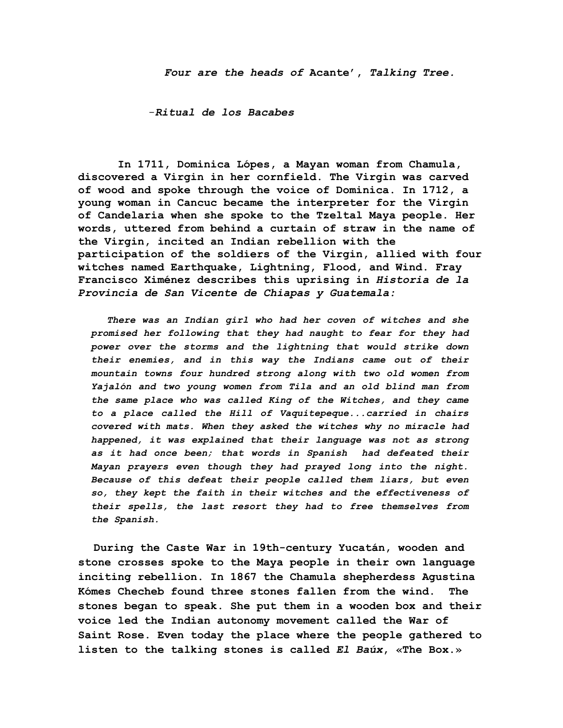*Four are the heads of* Acante', *Talking Tree.*

*-Ritual de los Bacabes*

**In 1711, Dominica Lópes, a Mayan woman from Chamula, discovered a Virgin in her cornfield. The Virgin was carved of wood and spoke through the voice of Dominica. In 1712, a young woman in Cancuc became the interpreter for the Virgin of Candelaria when she spoke to the Tzeltal Maya people. Her words, uttered from behind a curtain of straw in the name of the Virgin, incited an Indian rebellion with the participation of the soldiers of the Virgin, allied with four witches named Earthquake, Lightning, Flood, and Wind. Fray Francisco Ximénez describes this uprising in *Historia de la Provincia de San Vicente de Chiapas y Guatemala:***

> ***There was an Indian girl who had her coven of witches and she promised her following that they had naught to fear for they had power over the storms and the lightning that would strike down their enemies, and in this way the Indians came out of their mountain towns four hundred strong along with two old women from Yajalón and two young women from Tila and an old blind man from the same place who was called King of the Witches, and they came to a place called the Hill of Vaquitepeque...carried in chairs covered with mats. When they asked the witches why no miracle had happened, it was explained that their language was not as strong as it had once been; that words in Spanish had defeated their Mayan prayers even though they had prayed long into the night. Because of this defeat their people called them liars, but even so, they kept the faith in their witches and the effectiveness of their spells, the last resort they had to free themselves from the Spanish.***

**During the Caste War in 19th-century Yucatán, wooden and stone crosses spoke to the Maya people in their own language inciting rebellion. In 1867 the Chamula shepherdess Agustina Kómes Checheb found three stones fallen from the wind. The stones began to speak. She put them in a wooden box and their voice led the Indian autonomy movement called the War of Saint Rose. Even today the place where the people gathered to listen to the talking stones is called *El Baúx*, «The Box.»**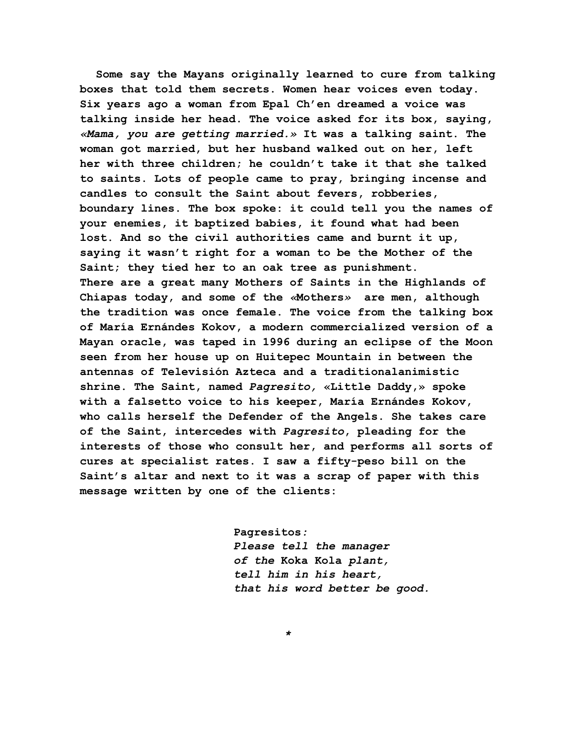Some say the Mayans originally learned to cure from talking boxes that told them secrets. Women hear voices even today. Six years ago a woman from Epal Ch'en dreamed a voice was talking inside her head. The voice asked for its box, saying, *«Mama, you are getting married.»* It was a talking saint. The woman got married, but her husband walked out on her, left her with three children; he couldn't take it that she talked to saints. Lots of people came to pray, bringing incense and candles to consult the Saint about fevers, robberies, boundary lines. The box spoke: it could tell you the names of your enemies, it baptized babies, it found what had been lost. And so the civil authorities came and burnt it up, saying it wasn't right for a woman to be the Mother of the Saint; they tied her to an oak tree as punishment.

There are a great many Mothers of Saints in the Highlands of Chiapas today, and some of the «Mothers» are men, although the tradition was once female. The voice from the talking box of María Ernándes Kokov, a modern commercialized version of a Mayan oracle, was taped in 1996 during an eclipse of the Moon seen from her house up on Huitepec Mountain in between the antennas of Televisión Azteca and a traditionalanimistic shrine. The Saint, named *Pagresito,* «Little Daddy,» spoke with a falsetto voice to his keeper, María Ernándes Kokov, who calls herself the Defender of the Angels. She takes care of the Saint, intercedes with *Pagresito*, pleading for the interests of those who consult her, and performs all sorts of cures at specialist rates. I saw a fifty-peso bill on the Saint's altar and next to it was a scrap of paper with this message written by one of the clients:

> Pagresitos*:*
> *Please tell the manager*
> *of the* Koka Kola *plant,*
> *tell him in his heart,*
> *that his word better be good.*

*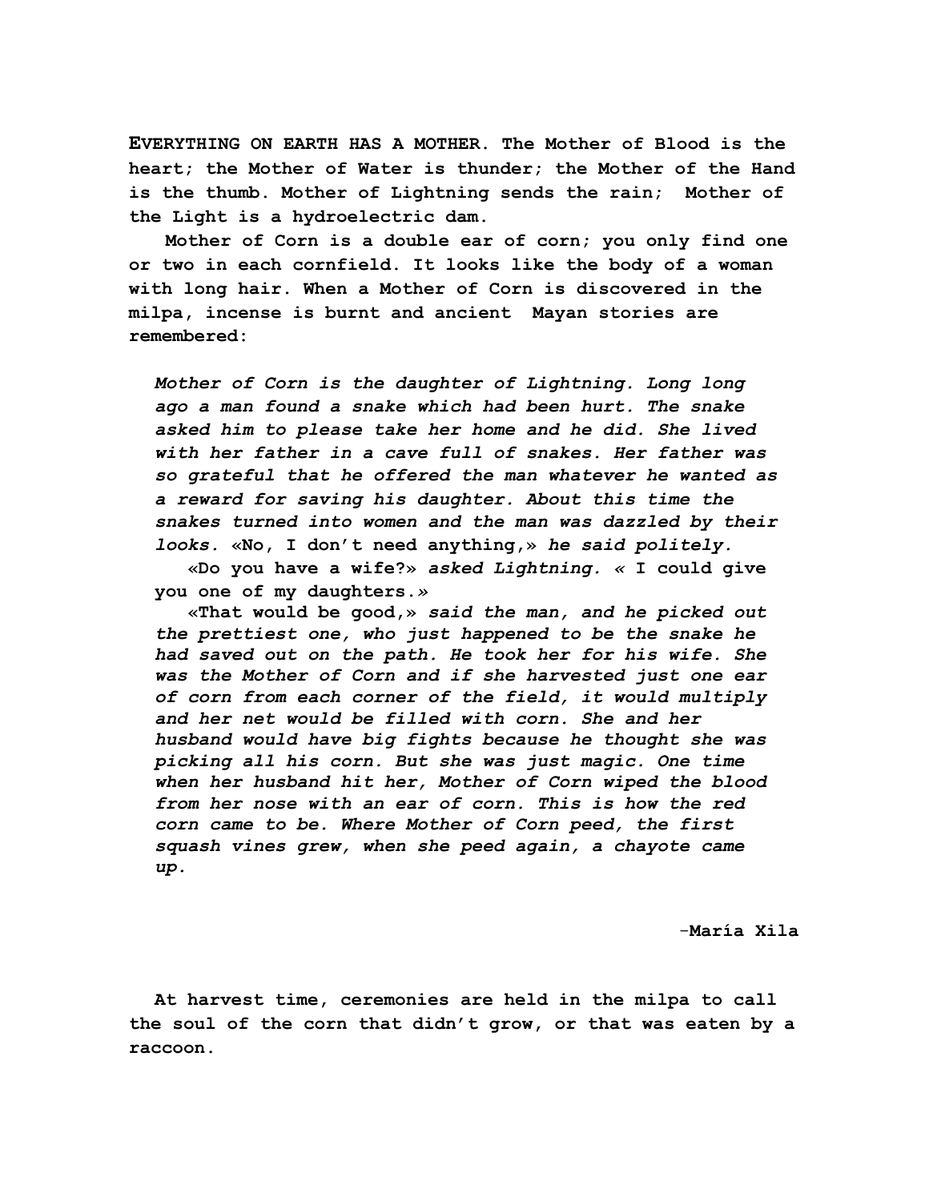**EVERYTHING ON EARTH HAS A MOTHER. The Mother of Blood is the heart; the Mother of Water is thunder; the Mother of the Hand is the thumb. Mother of Lightning sends the rain; Mother of the Light is a hydroelectric dam.**

**Mother of Corn is a double ear of corn; you only find one or two in each cornfield. It looks like the body of a woman with long hair. When a Mother of Corn is discovered in the milpa, incense is burnt and ancient Mayan stories are remembered:**

> ***Mother of Corn is the daughter of Lightning. Long long ago a man found a snake which had been hurt. The snake asked him to please take her home and he did. She lived with her father in a cave full of snakes. Her father was so grateful that he offered the man whatever he wanted as a reward for saving his daughter. About this time the snakes turned into women and the man was dazzled by their looks.*** **«No, I don't need anything,»** ***he said politely.***
>
> **«Do you have a wife?»** ***asked Lightning. «*** **I could give you one of my daughters.»**
>
> **«That would be good,»** ***said the man, and he picked out the prettiest one, who just happened to be the snake he had saved out on the path. He took her for his wife. She was the Mother of Corn and if she harvested just one ear of corn from each corner of the field, it would multiply and her net would be filled with corn. She and her husband would have big fights because he thought she was picking all his corn. But she was just magic. One time when her husband hit her, Mother of Corn wiped the blood from her nose with an ear of corn. This is how the red corn came to be. Where Mother of Corn peed, the first squash vines grew, when she peed again, a chayote came up.***

**–María Xila**

**At harvest time, ceremonies are held in the milpa to call the soul of the corn that didn't grow, or that was eaten by a raccoon.**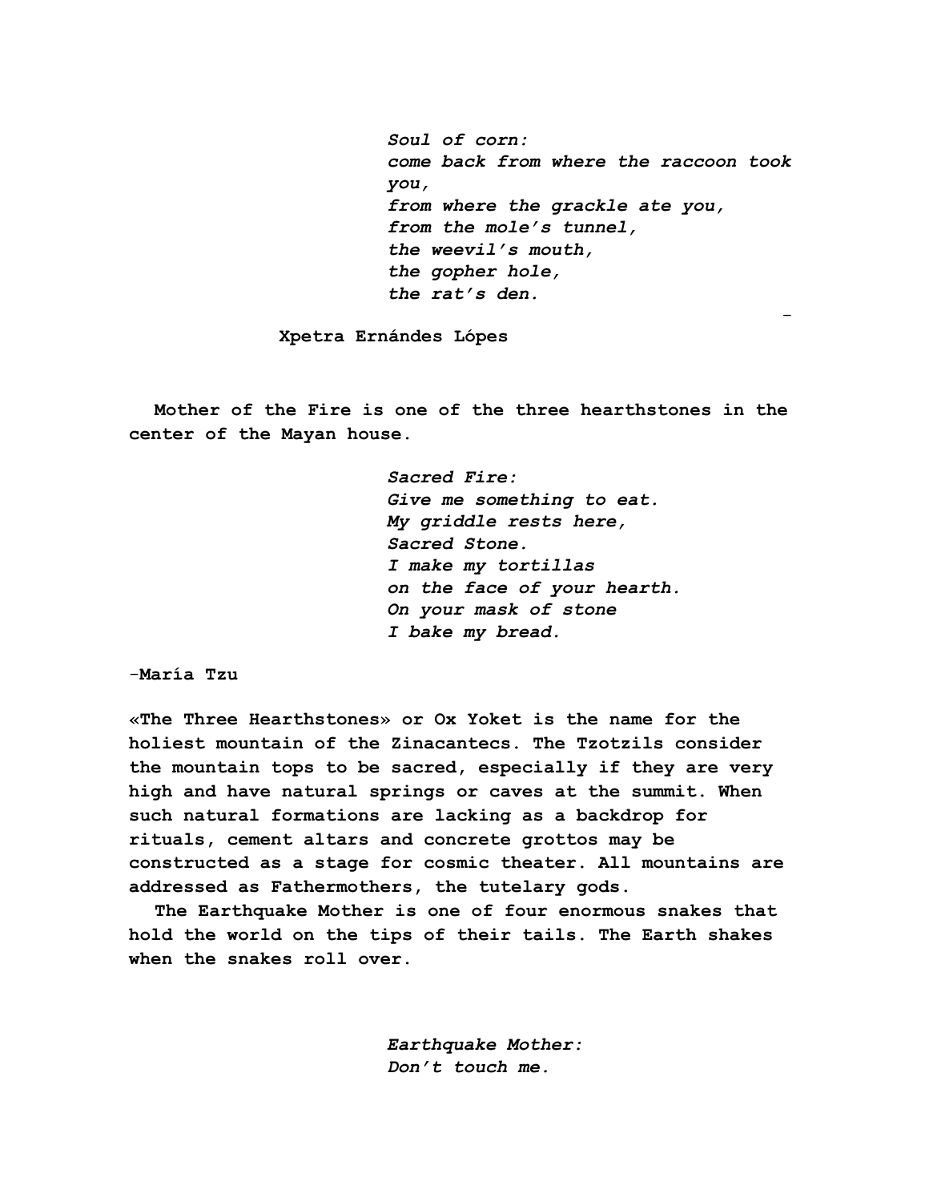*Soul of corn:*
*come back from where the raccoon took you,*
*from where the grackle ate you,*
*from the mole's tunnel,*
*the weevil's mouth,*
*the gopher hole,*
*the rat's den.*

**Xpetra Ernándes Lópes**

**Mother of the Fire is one of the three hearthstones in the center of the Mayan house.**

*Sacred Fire:*
*Give me something to eat.*
*My griddle rests here,*
*Sacred Stone.*
*I make my tortillas*
*on the face of your hearth.*
*On your mask of stone*
*I bake my bread.*

-**María Tzu**

**«The Three Hearthstones» or Ox Yoket is the name for the holiest mountain of the Zinacantecs. The Tzotzils consider the mountain tops to be sacred, especially if they are very high and have natural springs or caves at the summit. When such natural formations are lacking as a backdrop for rituals, cement altars and concrete grottos may be constructed as a stage for cosmic theater. All mountains are addressed as Fathermothers, the tutelary gods.**

**The Earthquake Mother is one of four enormous snakes that hold the world on the tips of their tails. The Earth shakes when the snakes roll over.**

*Earthquake Mother:*
*Don't touch me.*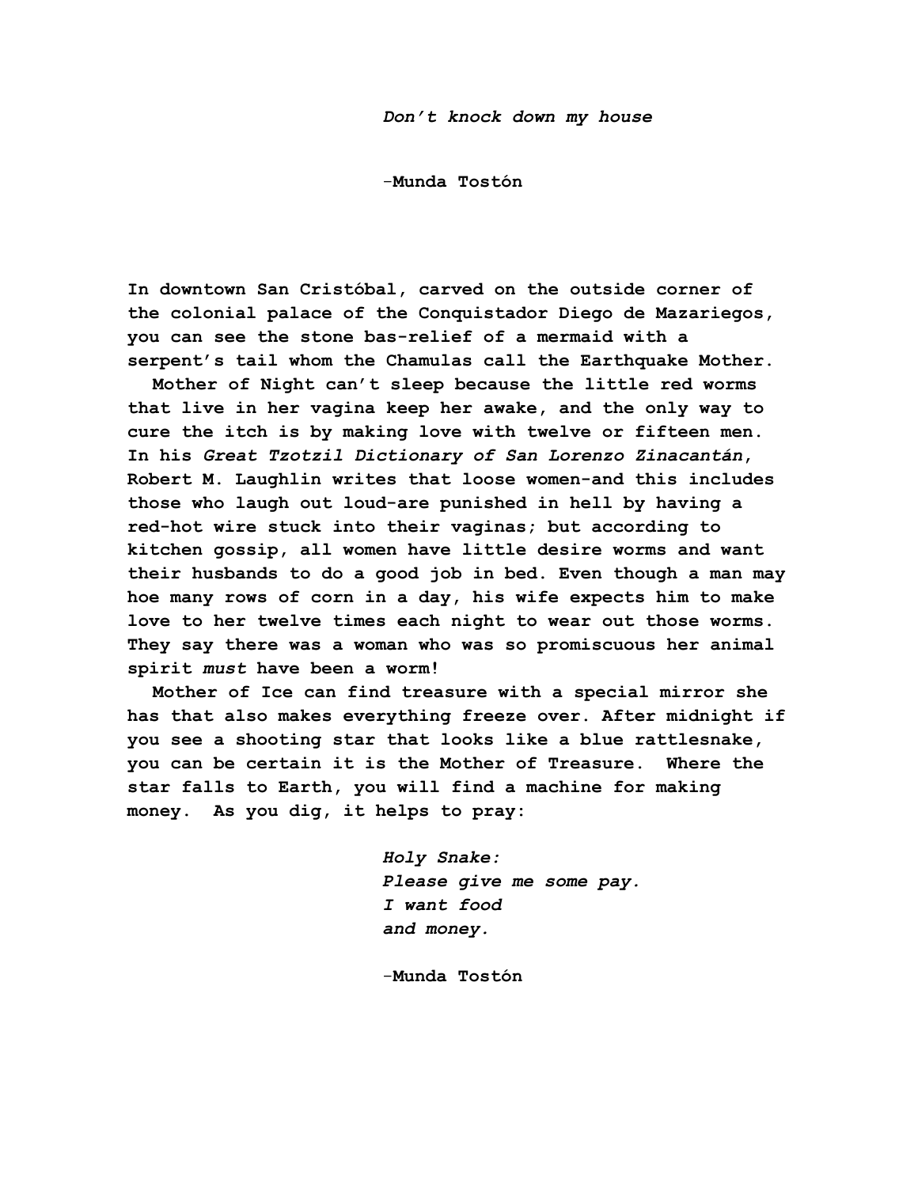*Don't knock down my house*

**-Munda Tostón**

**In downtown San Cristóbal, carved on the outside corner of the colonial palace of the Conquistador Diego de Mazariegos, you can see the stone bas-relief of a mermaid with a serpent's tail whom the Chamulas call the Earthquake Mother.**

**Mother of Night can't sleep because the little red worms that live in her vagina keep her awake, and the only way to cure the itch is by making love with twelve or fifteen men. In his *Great Tzotzil Dictionary of San Lorenzo Zinacantán*, Robert M. Laughlin writes that loose women-and this includes those who laugh out loud-are punished in hell by having a red-hot wire stuck into their vaginas; but according to kitchen gossip, all women have little desire worms and want their husbands to do a good job in bed. Even though a man may hoe many rows of corn in a day, his wife expects him to make love to her twelve times each night to wear out those worms. They say there was a woman who was so promiscuous her animal spirit *must* have been a worm!**

**Mother of Ice can find treasure with a special mirror she has that also makes everything freeze over. After midnight if you see a shooting star that looks like a blue rattlesnake, you can be certain it is the Mother of Treasure. Where the star falls to Earth, you will find a machine for making money. As you dig, it helps to pray:**

*Holy Snake:*
*Please give me some pay.*
*I want food*
*and money.*

**-Munda Tostón**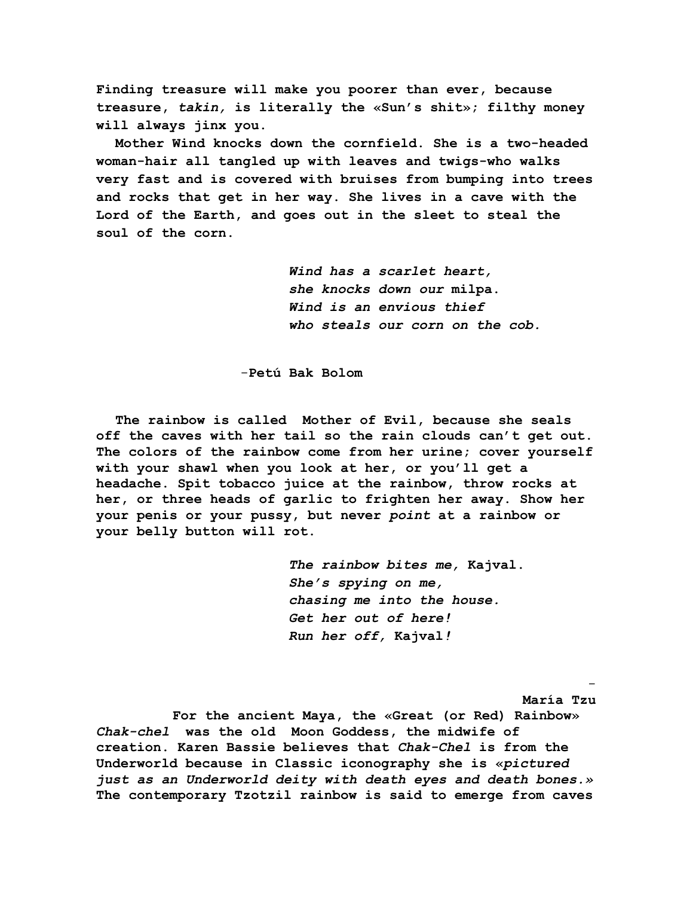Finding treasure will make you poorer than ever, because treasure, *takin,* is literally the «Sun's shit»; filthy money will always jinx you.

Mother Wind knocks down the cornfield. She is a two-headed woman-hair all tangled up with leaves and twigs-who walks very fast and is covered with bruises from bumping into trees and rocks that get in her way. She lives in a cave with the Lord of the Earth, and goes out in the sleet to steal the soul of the corn.

> *Wind has a scarlet heart,*
> *she knocks down our* milpa.
> *Wind is an envious thief*
> *who steals our corn on the cob.*

-Petú Bak Bolom

The rainbow is called Mother of Evil, because she seals off the caves with her tail so the rain clouds can't get out. The colors of the rainbow come from her urine; cover yourself with your shawl when you look at her, or you'll get a headache. Spit tobacco juice at the rainbow, throw rocks at her, or three heads of garlic to frighten her away. Show her your penis or your pussy, but never *point* at a rainbow or your belly button will rot.

> *The rainbow bites me,* Kajval.
> *She's spying on me,*
> *chasing me into the house.*
> *Get her out of here!*
> *Run her off,* Kajval*!*

-María Tzu

For the ancient Maya, the «Great (or Red) Rainbow» *Chak-chel* was the old Moon Goddess, the midwife of creation. Karen Bassie believes that *Chak-Chel* is from the Underworld because in Classic iconography she is «*pictured just as an Underworld deity with death eyes and death bones.*» The contemporary Tzotzil rainbow is said to emerge from caves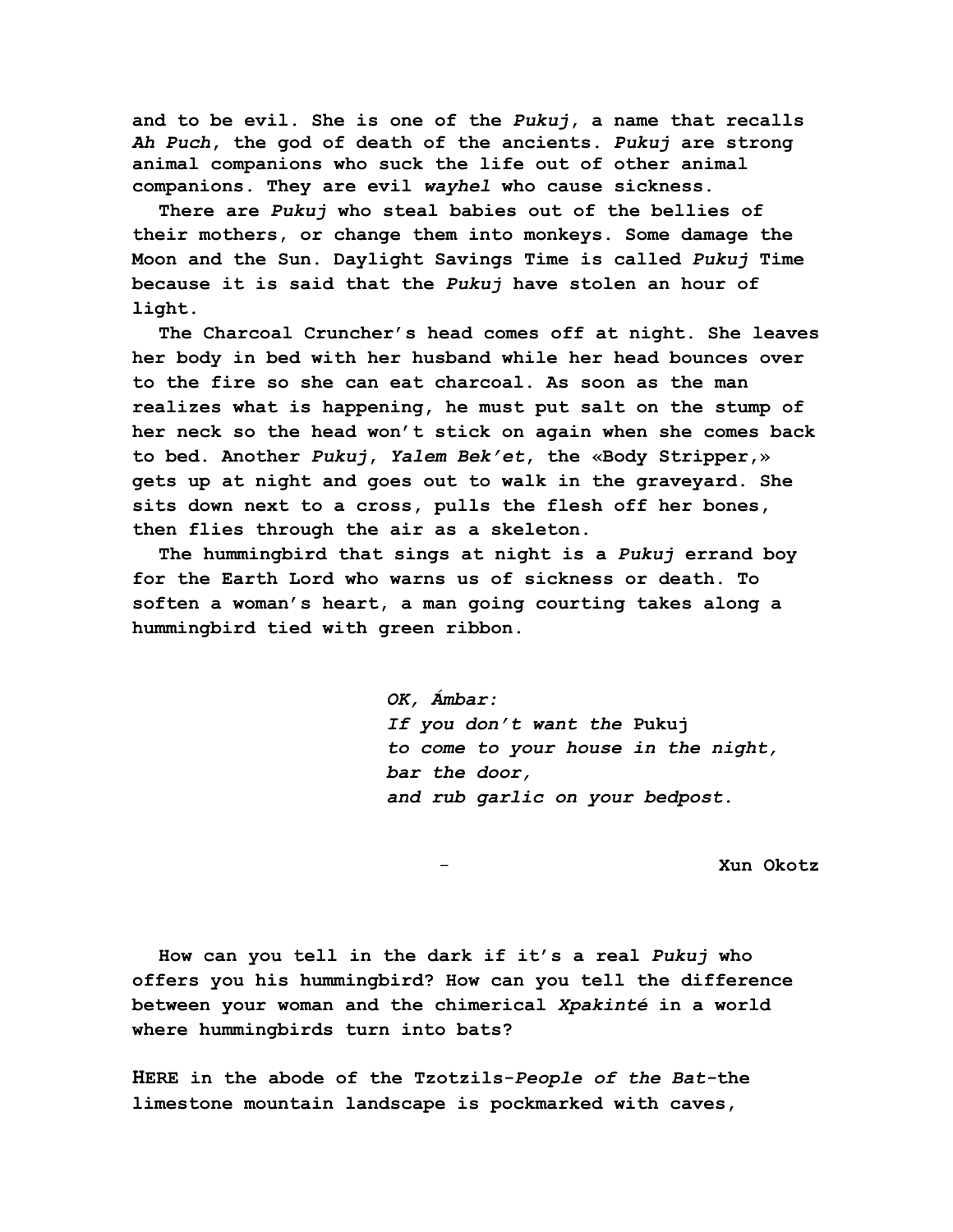and to be evil. She is one of the *Pukuj*, a name that recalls *Ah Puch*, the god of death of the ancients. *Pukuj* are strong animal companions who suck the life out of other animal companions. They are evil *wayhel* who cause sickness.

There are *Pukuj* who steal babies out of the bellies of their mothers, or change them into monkeys. Some damage the Moon and the Sun. Daylight Savings Time is called *Pukuj* Time because it is said that the *Pukuj* have stolen an hour of light.

The Charcoal Cruncher's head comes off at night. She leaves her body in bed with her husband while her head bounces over to the fire so she can eat charcoal. As soon as the man realizes what is happening, he must put salt on the stump of her neck so the head won't stick on again when she comes back to bed. Another *Pukuj*, *Yalem Bek'et*, the «Body Stripper,» gets up at night and goes out to walk in the graveyard. She sits down next to a cross, pulls the flesh off her bones, then flies through the air as a skeleton.

The hummingbird that sings at night is a *Pukuj* errand boy for the Earth Lord who warns us of sickness or death. To soften a woman's heart, a man going courting takes along a hummingbird tied with green ribbon.

> *OK, Ámbar:*
> *If you don't want the* Pukuj
> *to come to your house in the night,*
> *bar the door,*
> *and rub garlic on your bedpost.*
>
> \- Xun Okotz

How can you tell in the dark if it's a real *Pukuj* who offers you his hummingbird? How can you tell the difference between your woman and the chimerical *Xpakinté* in a world where hummingbirds turn into bats?

**HERE** in the abode of the Tzotzils-*People of the Bat*-the limestone mountain landscape is pockmarked with caves,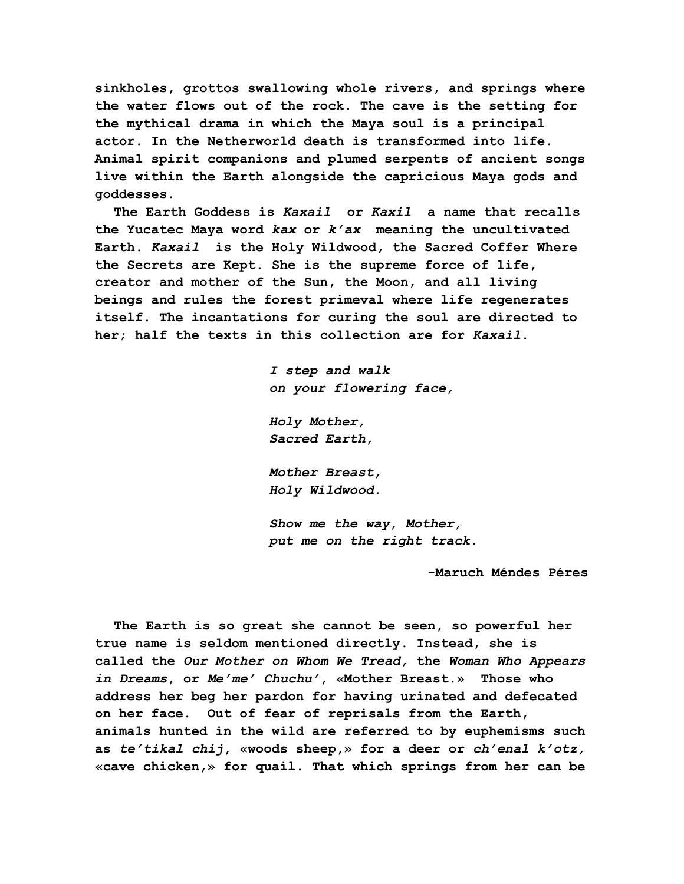sinkholes, grottos swallowing whole rivers, and springs where the water flows out of the rock. The cave is the setting for the mythical drama in which the Maya soul is a principal actor. In the Netherworld death is transformed into life. Animal spirit companions and plumed serpents of ancient songs live within the Earth alongside the capricious Maya gods and goddesses.

The Earth Goddess is *Kaxail* or *Kaxil* a name that recalls the Yucatec Maya word *kax* or *k'ax* meaning the uncultivated Earth. *Kaxail* is the Holy Wildwood*,* the Sacred Coffer Where the Secrets are Kept. She is the supreme force of life, creator and mother of the Sun, the Moon, and all living beings and rules the forest primeval where life regenerates itself. The incantations for curing the soul are directed to her; half the texts in this collection are for *Kaxail*.

> *I step and walk*
> *on your flowering face,*
>
> *Holy Mother,*
> *Sacred Earth,*
>
> *Mother Breast,*
> *Holy Wildwood.*
>
> *Show me the way, Mother,*
> *put me on the right track.*
>
> -Maruch Méndes Péres

The Earth is so great she cannot be seen, so powerful her true name is seldom mentioned directly. Instead, she is called the *Our Mother on Whom We Tread,* the *Woman Who Appears in Dreams*, or *Me'me' Chuchu'*, «Mother Breast.» Those who address her beg her pardon for having urinated and defecated on her face. Out of fear of reprisals from the Earth, animals hunted in the wild are referred to by euphemisms such as *te'tikal chij*, «woods sheep,» for a deer or *ch'enal k'otz,* «cave chicken,» for quail. That which springs from her can be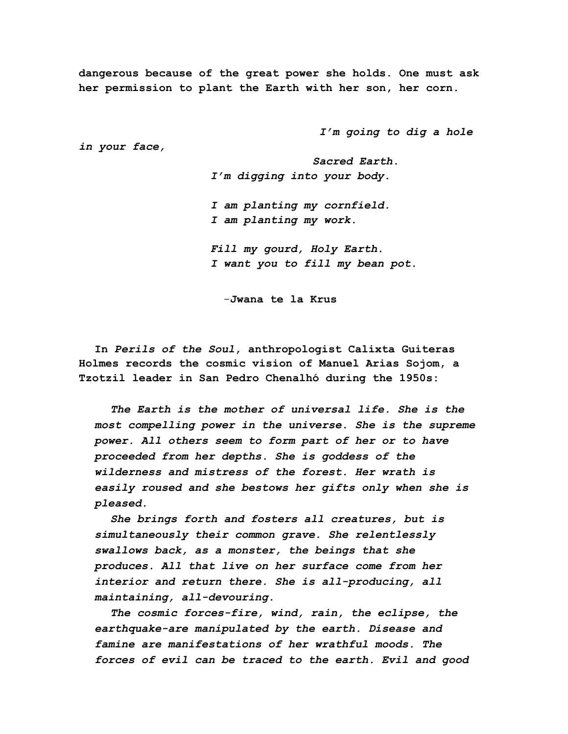**dangerous because of the great power she holds. One must ask her permission to plant the Earth with her son, her corn.**

> ***I'm going to dig a hole in your face,***
> ***Sacred Earth.***
> ***I'm digging into your body.***
>
> ***I am planting my cornfield.***
> ***I am planting my work.***
>
> ***Fill my gourd, Holy Earth.***
> ***I want you to fill my bean pot.***
>
> **-Jwana te la Krus**

**In *Perils of the Soul*, anthropologist Calixta Guiteras Holmes records the cosmic vision of Manuel Arias Sojom, a Tzotzil leader in San Pedro Chenalhó during the 1950s:**

> ***The Earth is the mother of universal life. She is the most compelling power in the universe. She is the supreme power. All others seem to form part of her or to have proceeded from her depths. She is goddess of the wilderness and mistress of the forest. Her wrath is easily roused and she bestows her gifts only when she is pleased.***
>
> ***She brings forth and fosters all creatures, but is simultaneously their common grave. She relentlessly swallows back, as a monster, the beings that she produces. All that live on her surface come from her interior and return there. She is all-producing, all maintaining, all-devouring.***
>
> ***The cosmic forces-fire, wind, rain, the eclipse, the earthquake-are manipulated by the earth. Disease and famine are manifestations of her wrathful moods. The forces of evil can be traced to the earth. Evil and good***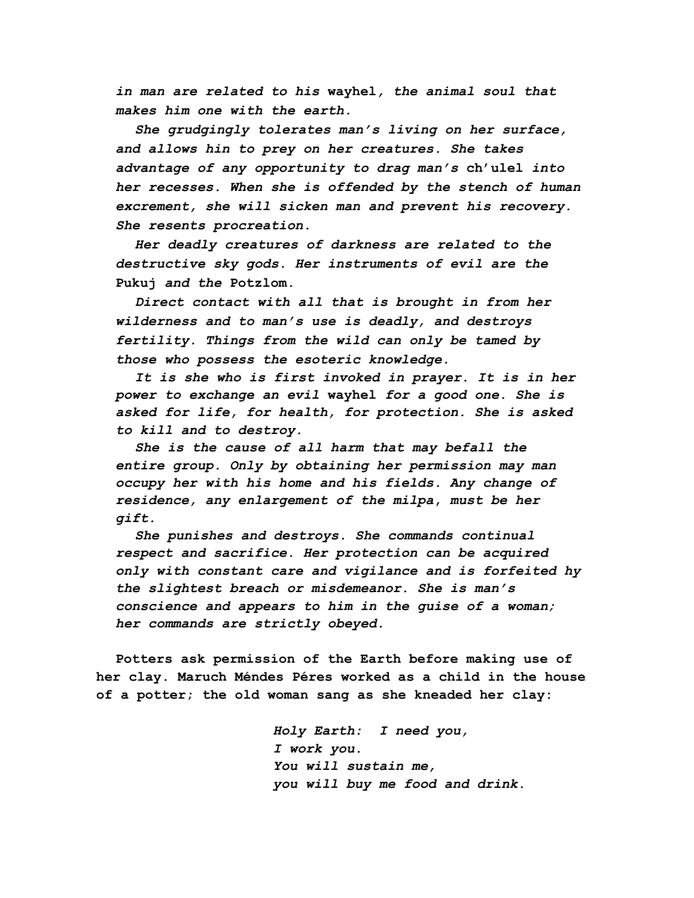*in man are related to his* wayhel*, the animal soul that makes him one with the earth.*

*She grudgingly tolerates man's living on her surface, and allows hin to prey on her creatures. She takes advantage of any opportunity to drag man's* ch'ulel *into her recesses. When she is offended by the stench of human excrement, she will sicken man and prevent his recovery. She resents procreation.*

*Her deadly creatures of darkness are related to the destructive sky gods. Her instruments of evil are the* Pukuj *and the* Potzlom*.*

*Direct contact with all that is brought in from her wilderness and to man's use is deadly, and destroys fertility. Things from the wild can only be tamed by those who possess the esoteric knowledge.*

*It is she who is first invoked in prayer. It is in her power to exchange an evil* wayhel *for a good one. She is asked for life, for health, for protection. She is asked to kill and to destroy.*

*She is the cause of all harm that may befall the entire group. Only by obtaining her permission may man occupy her with his home and his fields. Any change of residence, any enlargement of the* milpa*, must be her gift.*

*She punishes and destroys. She commands continual respect and sacrifice. Her protection can be acquired only with constant care and vigilance and is forfeited hy the slightest breach or misdemeanor. She is man's conscience and appears to him in the guise of a woman; her commands are strictly obeyed.*

Potters ask permission of the Earth before making use of her clay. Maruch Méndes Péres worked as a child in the house of a potter; the old woman sang as she kneaded her clay:

> *Holy Earth: I need you,*
> *I work you.*
> *You will sustain me,*
> *you will buy me food and drink.*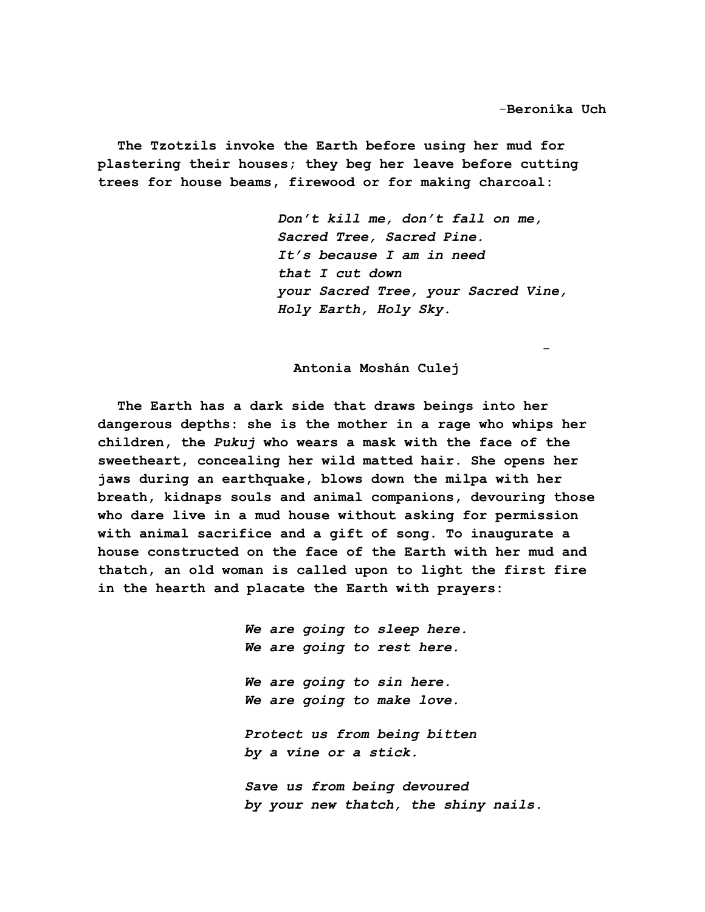-Beronika Uch

The Tzotzils invoke the Earth before using her mud for plastering their houses; they beg her leave before cutting trees for house beams, firewood or for making charcoal:

> *Don't kill me, don't fall on me,*
> *Sacred Tree, Sacred Pine.*
> *It's because I am in need*
> *that I cut down*
> *your Sacred Tree, your Sacred Vine,*
> *Holy Earth, Holy Sky.*

-

Antonia Moshán Culej

The Earth has a dark side that draws beings into her dangerous depths: she is the mother in a rage who whips her children, the *Pukuj* who wears a mask with the face of the sweetheart, concealing her wild matted hair. She opens her jaws during an earthquake, blows down the milpa with her breath, kidnaps souls and animal companions, devouring those who dare live in a mud house without asking for permission with animal sacrifice and a gift of song. To inaugurate a house constructed on the face of the Earth with her mud and thatch, an old woman is called upon to light the first fire in the hearth and placate the Earth with prayers:

> *We are going to sleep here.*
> *We are going to rest here.*
>
> *We are going to sin here.*
> *We are going to make love.*
>
> *Protect us from being bitten*
> *by a vine or a stick.*
>
> *Save us from being devoured*
> *by your new thatch, the shiny nails.*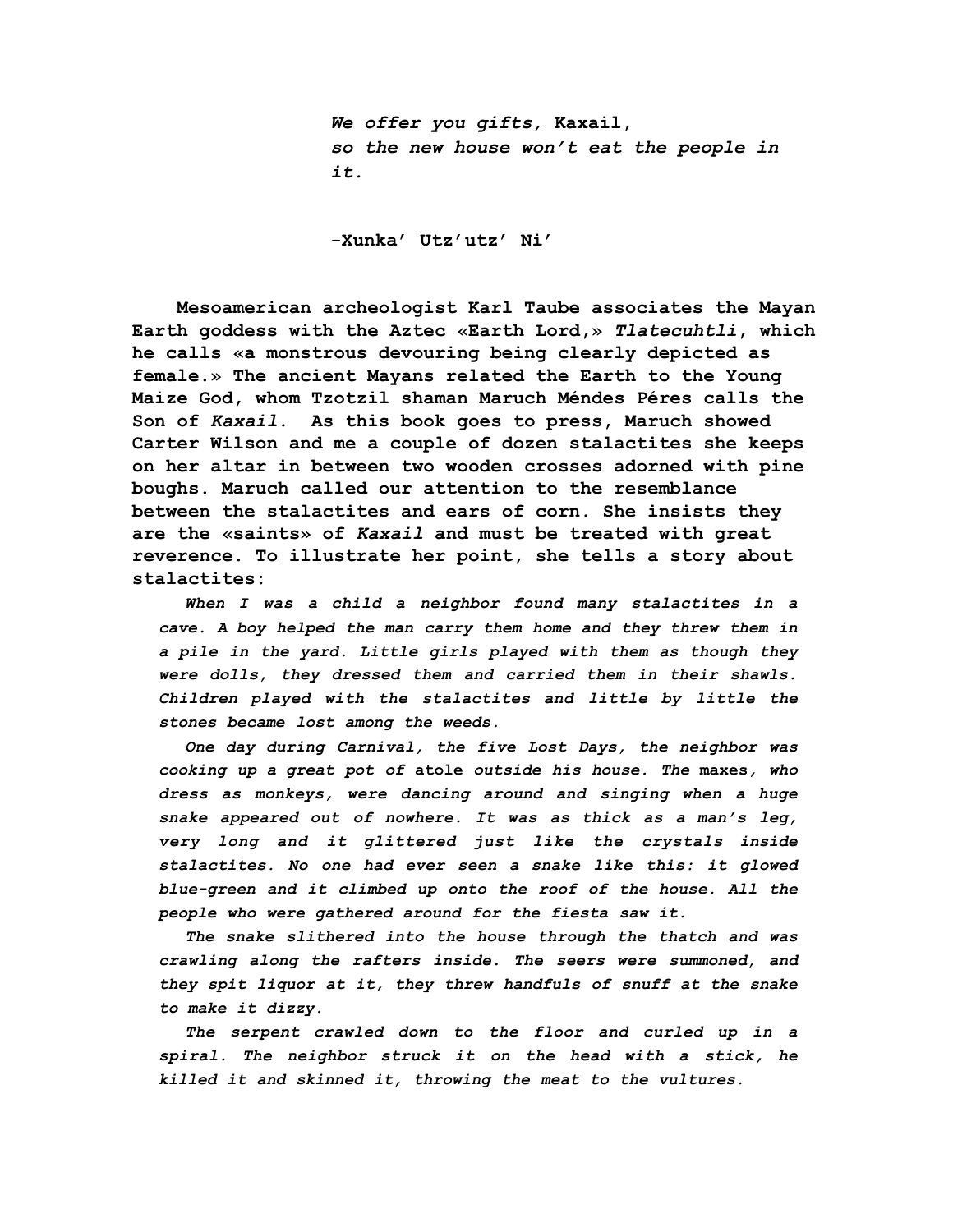*We offer you gifts,* **Kaxail,**
*so the new house won't eat the people in it.*

–**Xunka' Utz'utz' Ni'**

**Mesoamerican archeologist Karl Taube associates the Mayan Earth goddess with the Aztec «Earth Lord,» *Tlatecuhtli*, which he calls «a monstrous devouring being clearly depicted as female.» The ancient Mayans related the Earth to the Young Maize God, whom Tzotzil shaman Maruch Méndes Péres calls the Son of *Kaxail*. As this book goes to press, Maruch showed Carter Wilson and me a couple of dozen stalactites she keeps on her altar in between two wooden crosses adorned with pine boughs. Maruch called our attention to the resemblance between the stalactites and ears of corn. She insists they are the «saints» of *Kaxail* and must be treated with great reverence. To illustrate her point, she tells a story about stalactites:**

*When I was a child a neighbor found many stalactites in a cave. A boy helped the man carry them home and they threw them in a pile in the yard. Little girls played with them as though they were dolls, they dressed them and carried them in their shawls. Children played with the stalactites and little by little the stones became lost among the weeds.*

*One day during Carnival, the five Lost Days, the neighbor was cooking up a great pot of* atole *outside his house. The* maxes*, who dress as monkeys, were dancing around and singing when a huge snake appeared out of nowhere. It was as thick as a man's leg, very long and it glittered just like the crystals inside stalactites. No one had ever seen a snake like this: it glowed blue-green and it climbed up onto the roof of the house. All the people who were gathered around for the fiesta saw it.*

*The snake slithered into the house through the thatch and was crawling along the rafters inside. The seers were summoned, and they spit liquor at it, they threw handfuls of snuff at the snake to make it dizzy.*

*The serpent crawled down to the floor and curled up in a spiral. The neighbor struck it on the head with a stick, he killed it and skinned it, throwing the meat to the vultures.*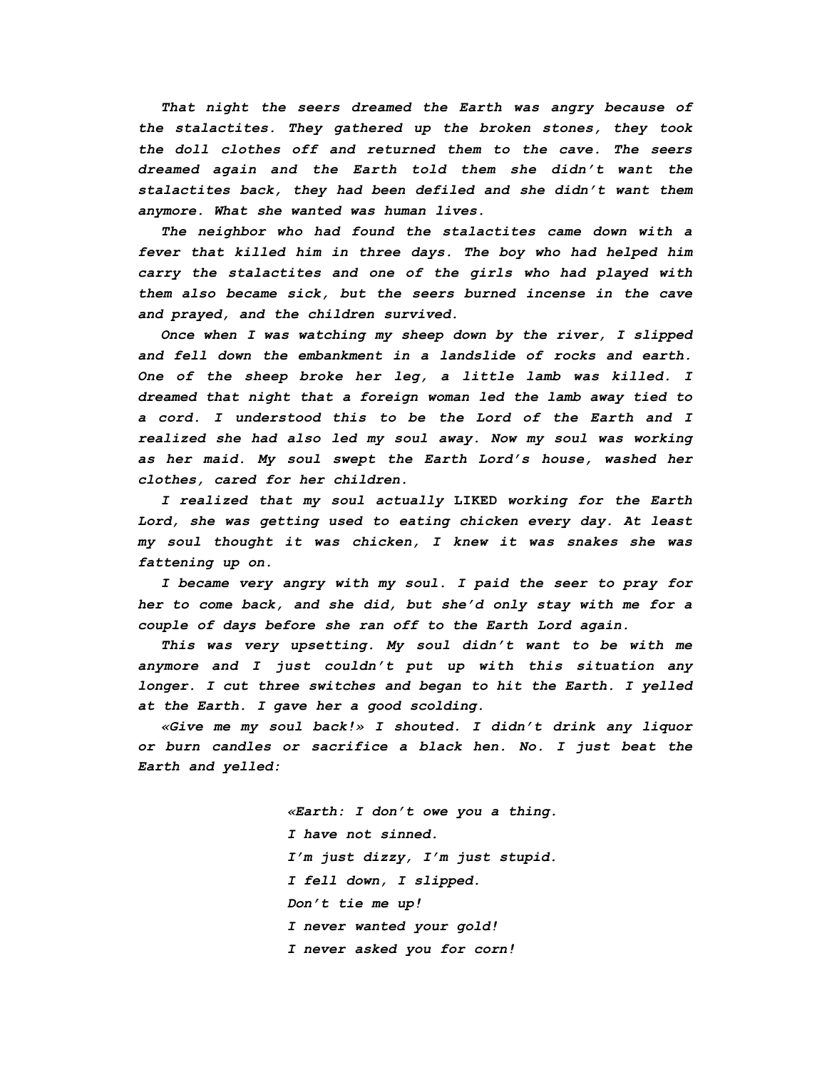*That night the seers dreamed the Earth was angry because of the stalactites. They gathered up the broken stones, they took the doll clothes off and returned them to the cave. The seers dreamed again and the Earth told them she didn't want the stalactites back, they had been defiled and she didn't want them anymore. What she wanted was human lives.*

*The neighbor who had found the stalactites came down with a fever that killed him in three days. The boy who had helped him carry the stalactites and one of the girls who had played with them also became sick, but the seers burned incense in the cave and prayed, and the children survived.*

*Once when I was watching my sheep down by the river, I slipped and fell down the embankment in a landslide of rocks and earth. One of the sheep broke her leg, a little lamb was killed. I dreamed that night that a foreign woman led the lamb away tied to a cord. I understood this to be the Lord of the Earth and I realized she had also led my soul away. Now my soul was working as her maid. My soul swept the Earth Lord's house, washed her clothes, cared for her children.*

*I realized that my soul actually* LIKED *working for the Earth Lord, she was getting used to eating chicken every day. At least my soul thought it was chicken, I knew it was snakes she was fattening up on.*

*I became very angry with my soul. I paid the seer to pray for her to come back, and she did, but she'd only stay with me for a couple of days before she ran off to the Earth Lord again.*

*This was very upsetting. My soul didn't want to be with me anymore and I just couldn't put up with this situation any longer. I cut three switches and began to hit the Earth. I yelled at the Earth. I gave her a good scolding.*

*«Give me my soul back!» I shouted. I didn't drink any liquor or burn candles or sacrifice a black hen. No. I just beat the Earth and yelled:*

> *«Earth: I don't owe you a thing.*
> *I have not sinned.*
> *I'm just dizzy, I'm just stupid.*
> *I fell down, I slipped.*
> *Don't tie me up!*
> *I never wanted your gold!*
> *I never asked you for corn!*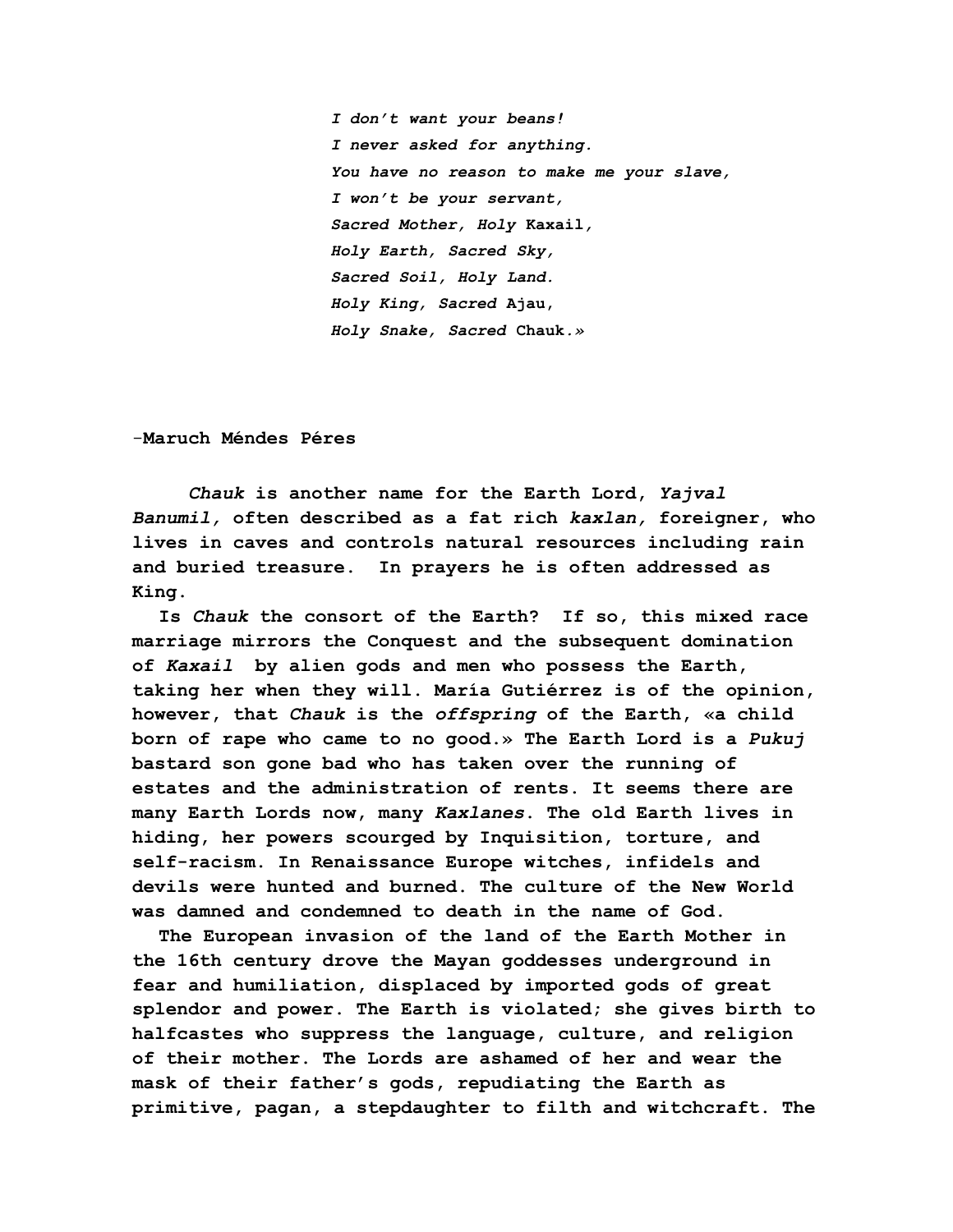*I don't want your beans!*
*I never asked for anything.*
*You have no reason to make me your slave,*
*I won't be your servant,*
*Sacred Mother, Holy* Kaxail,
*Holy Earth, Sacred Sky,*
*Sacred Soil, Holy Land.*
*Holy King, Sacred* Ajau,
*Holy Snake, Sacred* Chauk.»

-Maruch Méndes Péres

*Chauk* is another name for the Earth Lord, *Yajval Banumil,* often described as a fat rich *kaxlan,* foreigner, who lives in caves and controls natural resources including rain and buried treasure. In prayers he is often addressed as King.

Is *Chauk* the consort of the Earth? If so, this mixed race marriage mirrors the Conquest and the subsequent domination of *Kaxail* by alien gods and men who possess the Earth, taking her when they will. María Gutiérrez is of the opinion, however, that *Chauk* is the *offspring* of the Earth, «a child born of rape who came to no good.» The Earth Lord is a *Pukuj* bastard son gone bad who has taken over the running of estates and the administration of rents. It seems there are many Earth Lords now, many *Kaxlanes*. The old Earth lives in hiding, her powers scourged by Inquisition, torture, and self-racism. In Renaissance Europe witches, infidels and devils were hunted and burned. The culture of the New World was damned and condemned to death in the name of God.

The European invasion of the land of the Earth Mother in the 16th century drove the Mayan goddesses underground in fear and humiliation, displaced by imported gods of great splendor and power. The Earth is violated; she gives birth to halfcastes who suppress the language, culture, and religion of their mother. The Lords are ashamed of her and wear the mask of their father's gods, repudiating the Earth as primitive, pagan, a stepdaughter to filth and witchcraft. The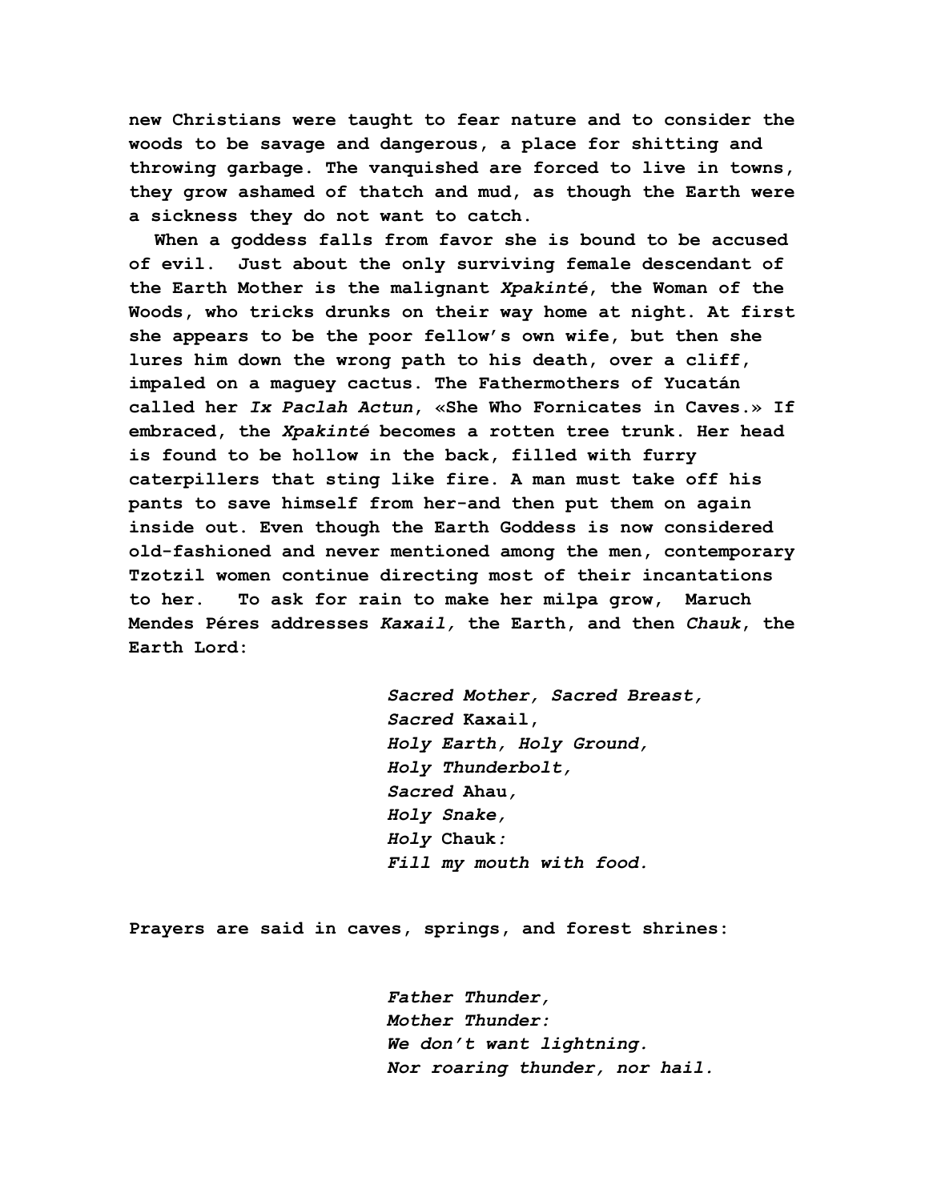new Christians were taught to fear nature and to consider the woods to be savage and dangerous, a place for shitting and throwing garbage. The vanquished are forced to live in towns, they grow ashamed of thatch and mud, as though the Earth were a sickness they do not want to catch.

When a goddess falls from favor she is bound to be accused of evil. Just about the only surviving female descendant of the Earth Mother is the malignant *Xpakinté*, the Woman of the Woods, who tricks drunks on their way home at night. At first she appears to be the poor fellow's own wife, but then she lures him down the wrong path to his death, over a cliff, impaled on a maguey cactus. The Fathermothers of Yucatán called her *Ix Paclah Actun*, «She Who Fornicates in Caves.» If embraced, the *Xpakinté* becomes a rotten tree trunk. Her head is found to be hollow in the back, filled with furry caterpillers that sting like fire. A man must take off his pants to save himself from her-and then put them on again inside out. Even though the Earth Goddess is now considered old-fashioned and never mentioned among the men, contemporary Tzotzil women continue directing most of their incantations to her. To ask for rain to make her milpa grow, Maruch Mendes Péres addresses *Kaxail,* the Earth, and then *Chauk*, the Earth Lord:

> *Sacred Mother, Sacred Breast,*
> *Sacred* Kaxail,
> *Holy Earth, Holy Ground,*
> *Holy Thunderbolt,*
> *Sacred* Ahau,
> *Holy Snake,*
> *Holy* Chauk*:*
> *Fill my mouth with food.*

Prayers are said in caves, springs, and forest shrines:

> *Father Thunder,*
> *Mother Thunder:*
> *We don't want lightning.*
> *Nor roaring thunder, nor hail.*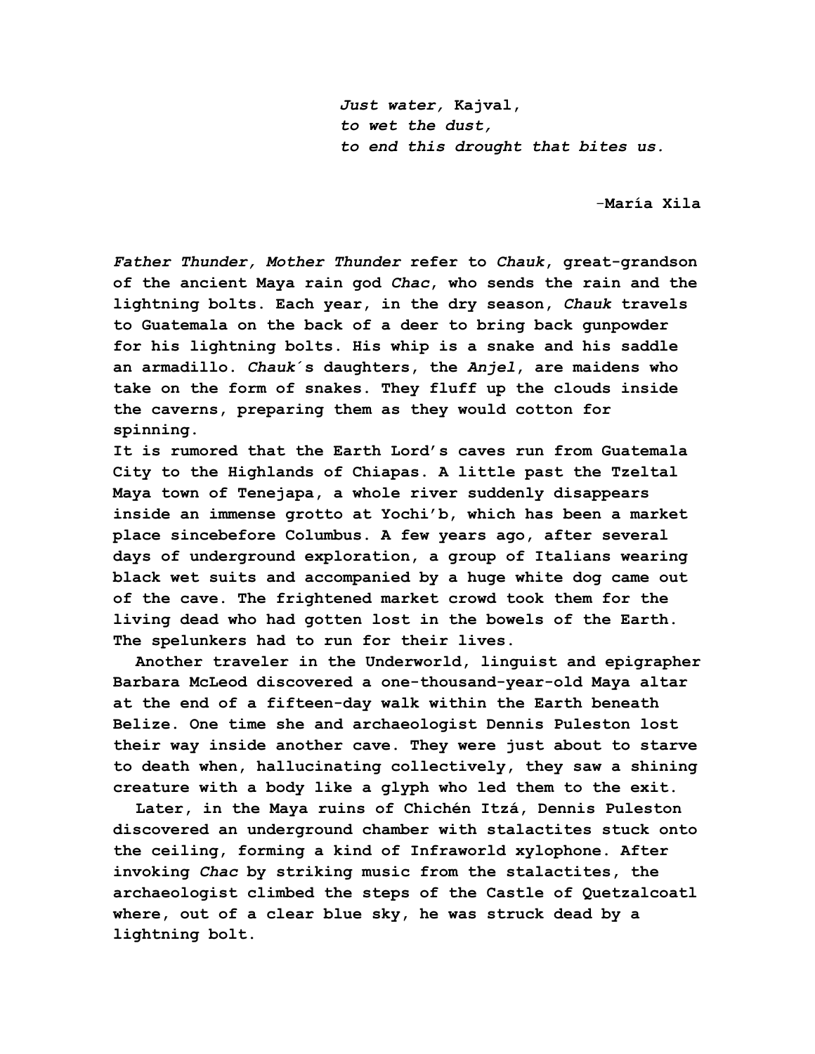*Just water,* Kajval,
*to wet the dust,*
*to end this drought that bites us.*

–María Xila

*Father Thunder, Mother Thunder* refer to *Chauk*, great-grandson of the ancient Maya rain god *Chac*, who sends the rain and the lightning bolts. Each year, in the dry season, *Chauk* travels to Guatemala on the back of a deer to bring back gunpowder for his lightning bolts. His whip is a snake and his saddle an armadillo. *Chauk*´s daughters, the *Anjel*, are maidens who take on the form of snakes. They fluff up the clouds inside the caverns, preparing them as they would cotton for spinning.

It is rumored that the Earth Lord's caves run from Guatemala City to the Highlands of Chiapas. A little past the Tzeltal Maya town of Tenejapa, a whole river suddenly disappears inside an immense grotto at Yochi'b, which has been a market place sincebefore Columbus. A few years ago, after several days of underground exploration, a group of Italians wearing black wet suits and accompanied by a huge white dog came out of the cave. The frightened market crowd took them for the living dead who had gotten lost in the bowels of the Earth. The spelunkers had to run for their lives.

Another traveler in the Underworld, linguist and epigrapher Barbara McLeod discovered a one-thousand-year-old Maya altar at the end of a fifteen-day walk within the Earth beneath Belize. One time she and archaeologist Dennis Puleston lost their way inside another cave. They were just about to starve to death when, hallucinating collectively, they saw a shining creature with a body like a glyph who led them to the exit.

Later, in the Maya ruins of Chichén Itzá, Dennis Puleston discovered an underground chamber with stalactites stuck onto the ceiling, forming a kind of Infraworld xylophone. After invoking *Chac* by striking music from the stalactites, the archaeologist climbed the steps of the Castle of Quetzalcoatl where, out of a clear blue sky, he was struck dead by a lightning bolt.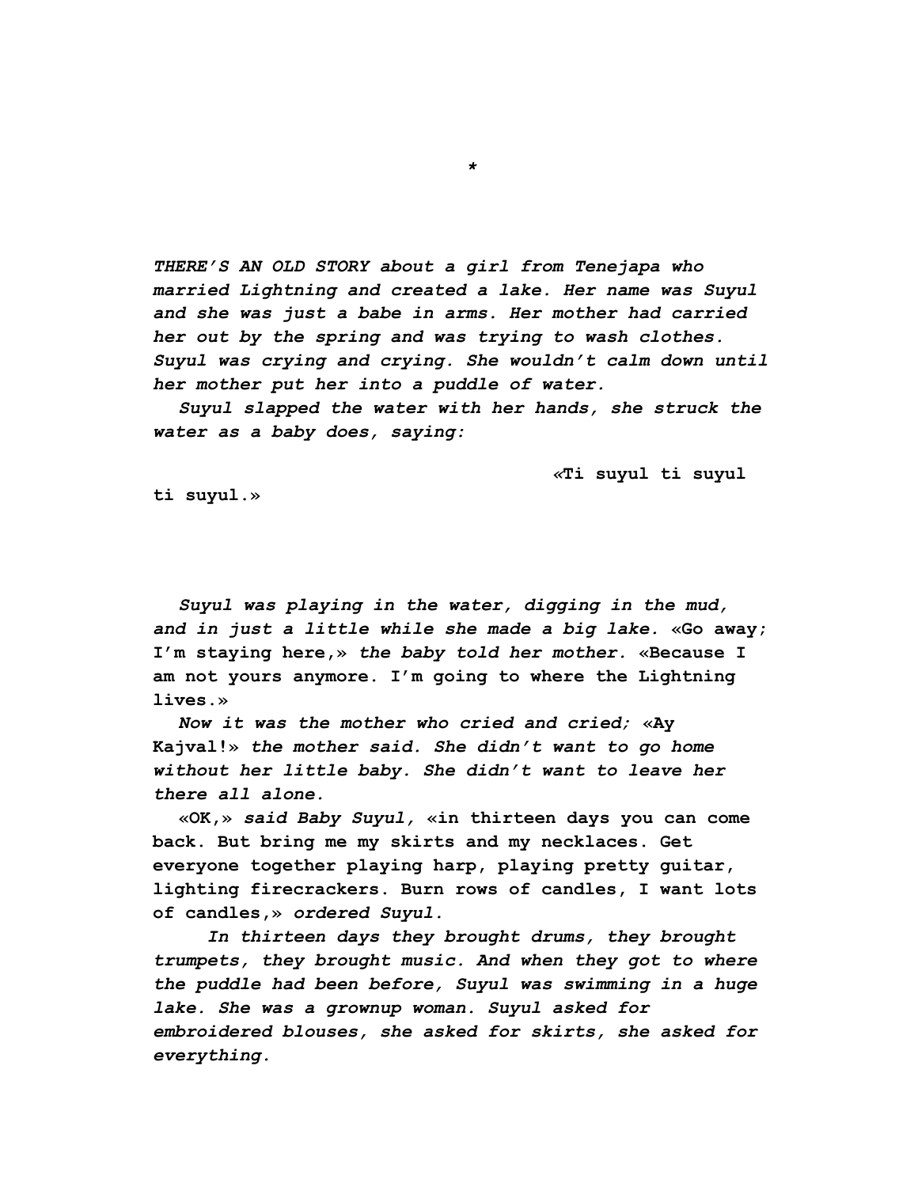*

***THERE'S AN OLD STORY** about a girl from Tenejapa who married Lightning and created a lake. Her name was Suyul and she was just a babe in arms. Her mother had carried her out by the spring and was trying to wash clothes. Suyul was crying and crying. She wouldn't calm down until her mother put her into a puddle of water.*

*Suyul slapped the water with her hands, she struck the water as a baby does, saying:*

**«Ti suyul ti suyul ti suyul.»**

*Suyul was playing in the water, digging in the mud, and in just a little while she made a big lake.* **«Go away; I'm staying here,»** *the baby told her mother.* **«Because I am not yours anymore. I'm going to where the Lightning lives.»**

*Now it was the mother who cried and cried;* **«Ay Kajval!»** *the mother said. She didn't want to go home without her little baby. She didn't want to leave her there all alone.*

**«OK,»** *said Baby Suyul,* **«in thirteen days you can come back. But bring me my skirts and my necklaces. Get everyone together playing harp, playing pretty guitar, lighting firecrackers. Burn rows of candles, I want lots of candles,»** *ordered Suyul.*

*In thirteen days they brought drums, they brought trumpets, they brought music. And when they got to where the puddle had been before, Suyul was swimming in a huge lake. She was a grownup woman. Suyul asked for embroidered blouses, she asked for skirts, she asked for everything.*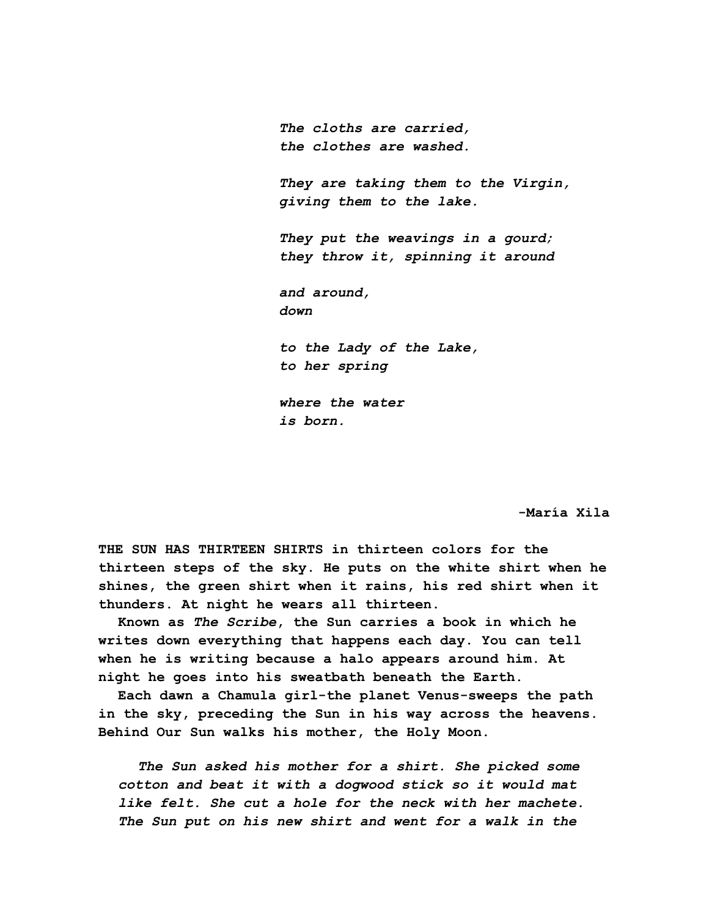*The cloths are carried,*
*the clothes are washed.*

*They are taking them to the Virgin,*
*giving them to the lake.*

*They put the weavings in a gourd;*
*they throw it, spinning it around*

*and around,*
*down*

*to the Lady of the Lake,*
*to her spring*

*where the water*
*is born.*

**-María Xila**

**THE SUN HAS THIRTEEN SHIRTS in thirteen colors for the thirteen steps of the sky. He puts on the white shirt when he shines, the green shirt when it rains, his red shirt when it thunders. At night he wears all thirteen.**

**Known as *The Scribe*, the Sun carries a book in which he writes down everything that happens each day. You can tell when he is writing because a halo appears around him. At night he goes into his sweatbath beneath the Earth.**

**Each dawn a Chamula girl-the planet Venus-sweeps the path in the sky, preceding the Sun in his way across the heavens. Behind Our Sun walks his mother, the Holy Moon.**

> ***The Sun asked his mother for a shirt. She picked some cotton and beat it with a dogwood stick so it would mat like felt. She cut a hole for the neck with her machete. The Sun put on his new shirt and went for a walk in the***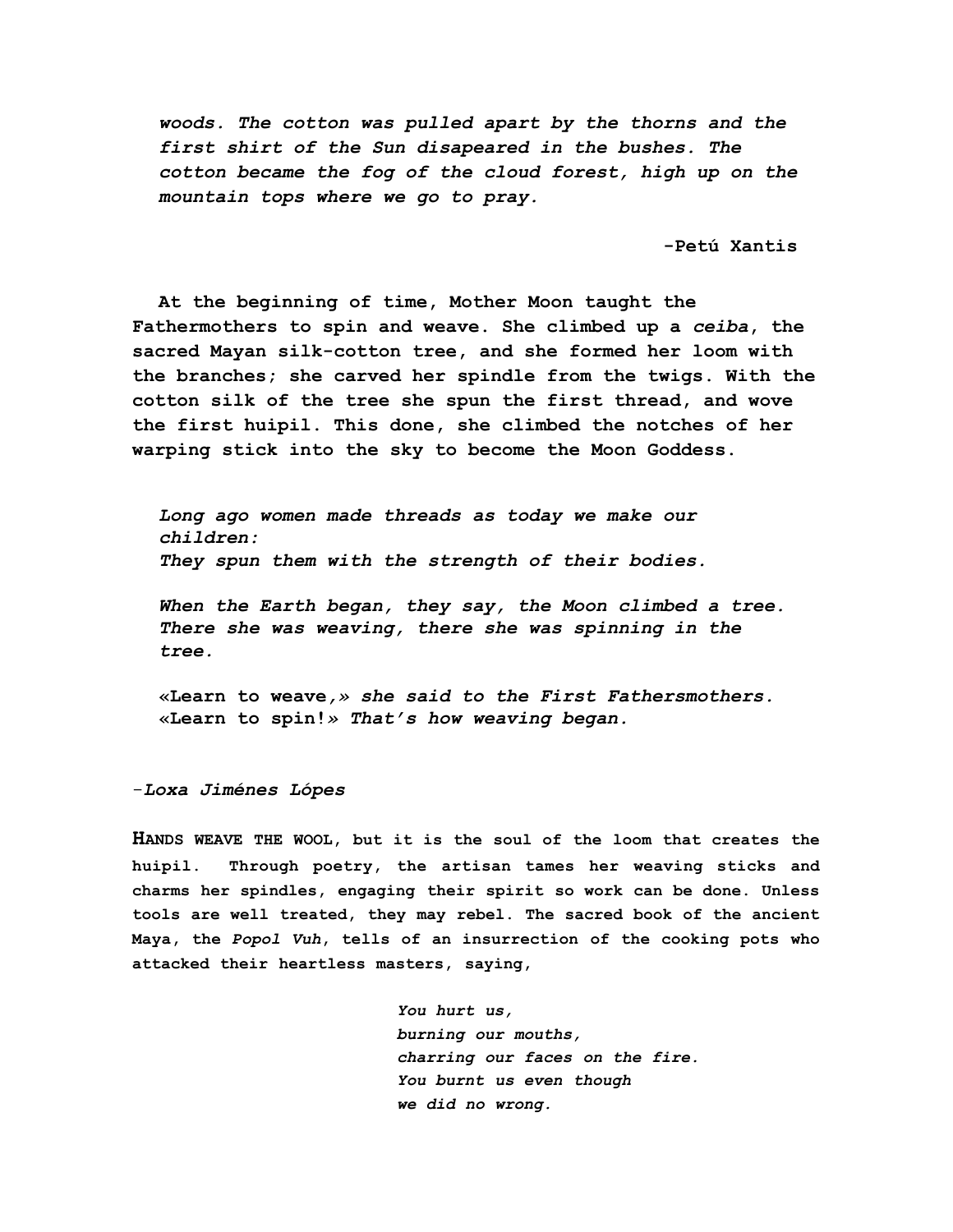***woods. The cotton was pulled apart by the thorns and the first shirt of the Sun disapeared in the bushes. The cotton became the fog of the cloud forest, high up on the mountain tops where we go to pray.***

**-Petú Xantis**

**At the beginning of time, Mother Moon taught the Fathermothers to spin and weave. She climbed up a *ceiba*, the sacred Mayan silk-cotton tree, and she formed her loom with the branches; she carved her spindle from the twigs. With the cotton silk of the tree she spun the first thread, and wove the first huipil. This done, she climbed the notches of her warping stick into the sky to become the Moon Goddess.**

***Long ago women made threads as today we make our children:***
***They spun them with the strength of their bodies.***

***When the Earth began, they say, the Moon climbed a tree. There she was weaving, there she was spinning in the tree.***

**«Learn to weave,»** ***she said to the First Fathersmothers.*** **«Learn to spin!»** ***That's how weaving began.***

-***Loxa Jiménes Lópes***

**HANDS WEAVE THE WOOL, but it is the soul of the loom that creates the huipil. Through poetry, the artisan tames her weaving sticks and charms her spindles, engaging their spirit so work can be done. Unless tools are well treated, they may rebel. The sacred book of the ancient Maya, the *Popol Vuh*, tells of an insurrection of the cooking pots who attacked their heartless masters, saying,**

***You hurt us,***
***burning our mouths,***
***charring our faces on the fire.***
***You burnt us even though***
***we did no wrong.***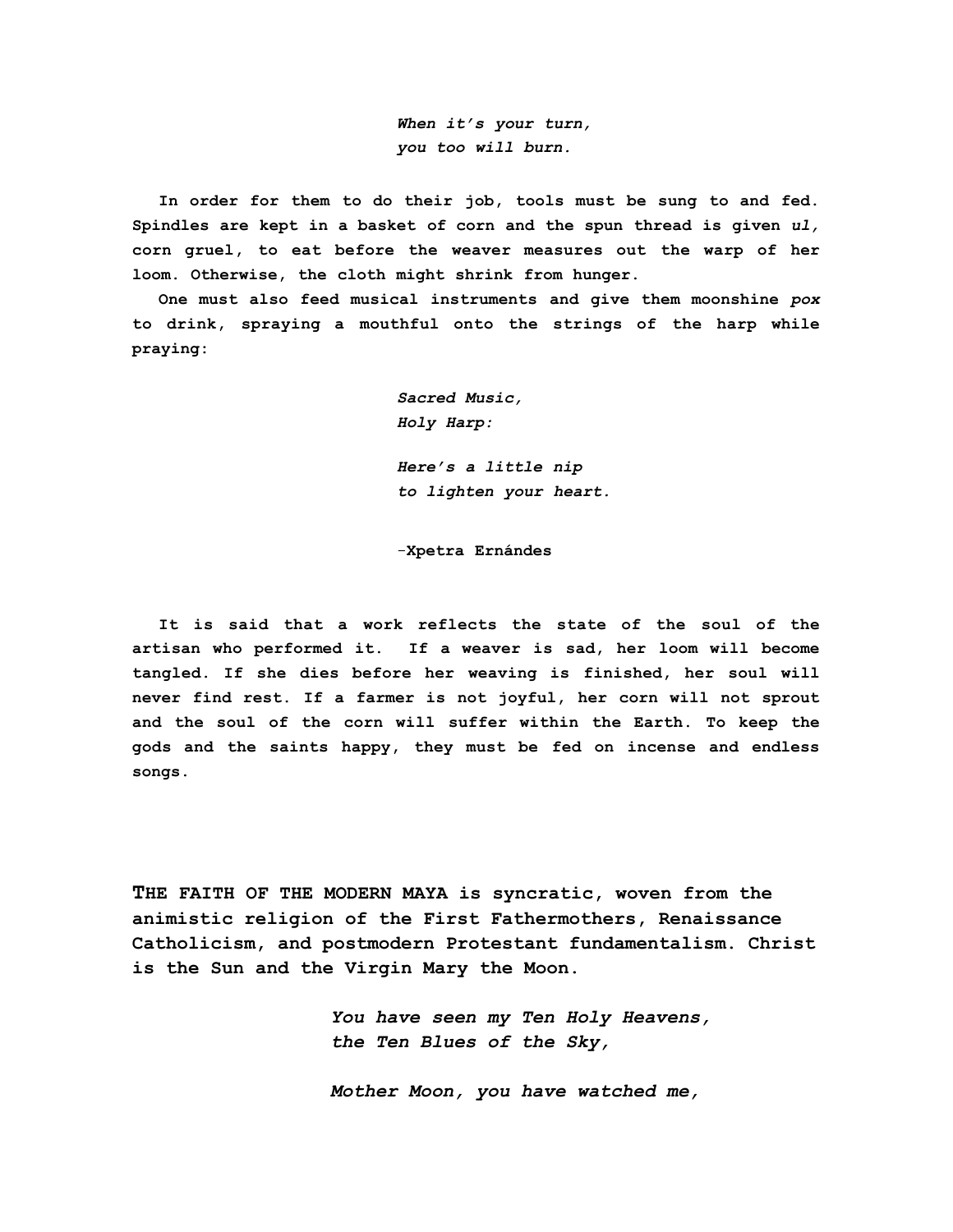*When it's your turn,*
*you too will burn.*

In order for them to do their job, tools must be sung to and fed. Spindles are kept in a basket of corn and the spun thread is given *ul,* corn gruel, to eat before the weaver measures out the warp of her loom. Otherwise, the cloth might shrink from hunger.

One must also feed musical instruments and give them moonshine *pox* to drink, spraying a mouthful onto the strings of the harp while praying:

*Sacred Music,*
*Holy Harp:*

*Here's a little nip*
*to lighten your heart.*

-Xpetra Ernándes

It is said that a work reflects the state of the soul of the artisan who performed it. If a weaver is sad, her loom will become tangled. If she dies before her weaving is finished, her soul will never find rest. If a farmer is not joyful, her corn will not sprout and the soul of the corn will suffer within the Earth. To keep the gods and the saints happy, they must be fed on incense and endless songs.

**THE FAITH OF THE MODERN MAYA is syncratic, woven from the animistic religion of the First Fathermothers, Renaissance Catholicism, and postmodern Protestant fundamentalism. Christ is the Sun and the Virgin Mary the Moon.**

*You have seen my Ten Holy Heavens,*
*the Ten Blues of the Sky,*

*Mother Moon, you have watched me,*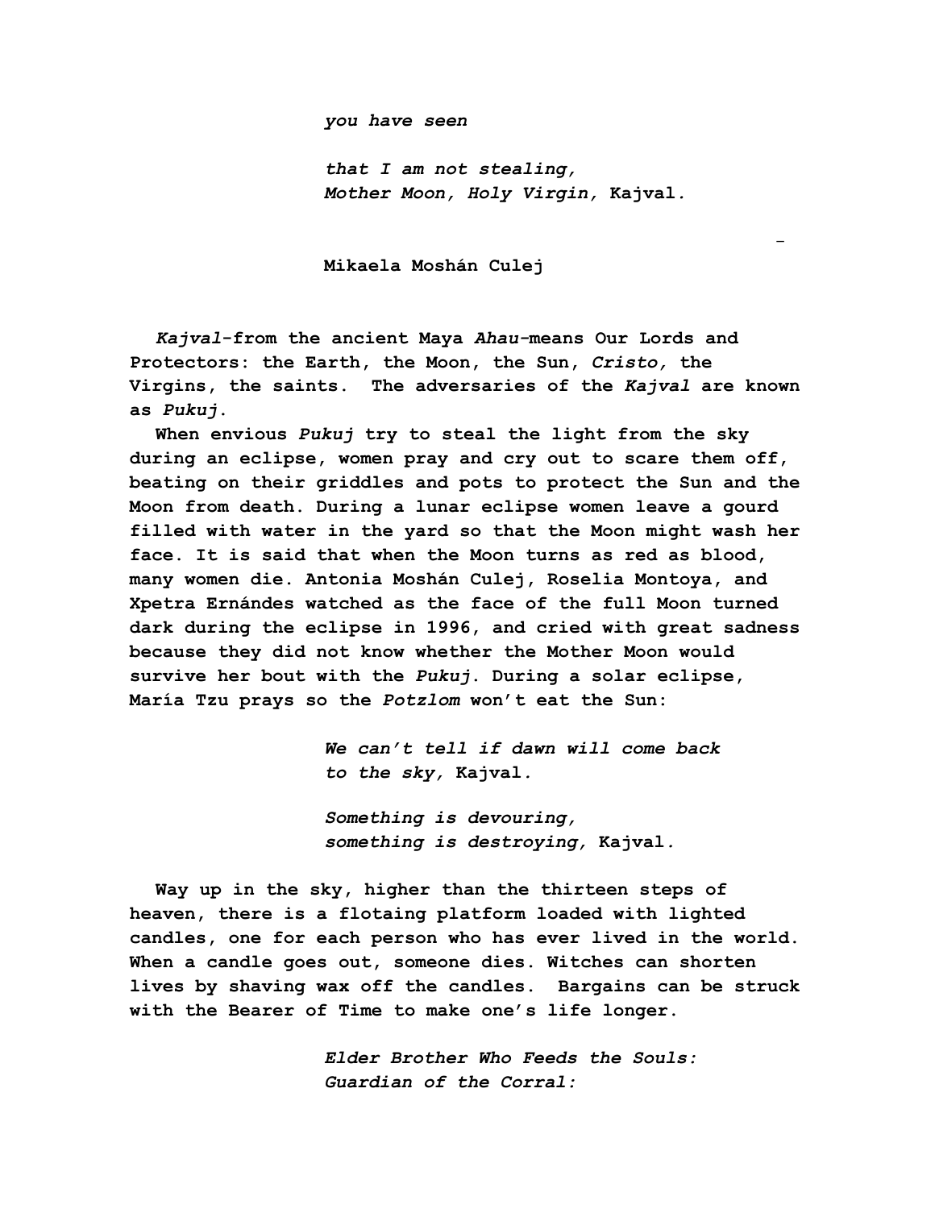*you have seen*

*that I am not stealing,*
*Mother Moon, Holy Virgin,* Kajval.

Mikaela Moshán Culej

*Kajval*-from the ancient Maya *Ahau*-means Our Lords and Protectors: the Earth, the Moon, the Sun, *Cristo,* the Virgins, the saints. The adversaries of the *Kajval* are known as *Pukuj*.

When envious *Pukuj* try to steal the light from the sky during an eclipse, women pray and cry out to scare them off, beating on their griddles and pots to protect the Sun and the Moon from death. During a lunar eclipse women leave a gourd filled with water in the yard so that the Moon might wash her face. It is said that when the Moon turns as red as blood, many women die. Antonia Moshán Culej, Roselia Montoya, and Xpetra Ernándes watched as the face of the full Moon turned dark during the eclipse in 1996, and cried with great sadness because they did not know whether the Mother Moon would survive her bout with the *Pukuj*. During a solar eclipse, María Tzu prays so the *Potzlom* won't eat the Sun:

*We can't tell if dawn will come back*
*to the sky,* Kajval.

*Something is devouring,*
*something is destroying,* Kajval.

Way up in the sky, higher than the thirteen steps of heaven, there is a flotaing platform loaded with lighted candles, one for each person who has ever lived in the world. When a candle goes out, someone dies. Witches can shorten lives by shaving wax off the candles. Bargains can be struck with the Bearer of Time to make one's life longer.

*Elder Brother Who Feeds the Souls:*
*Guardian of the Corral:*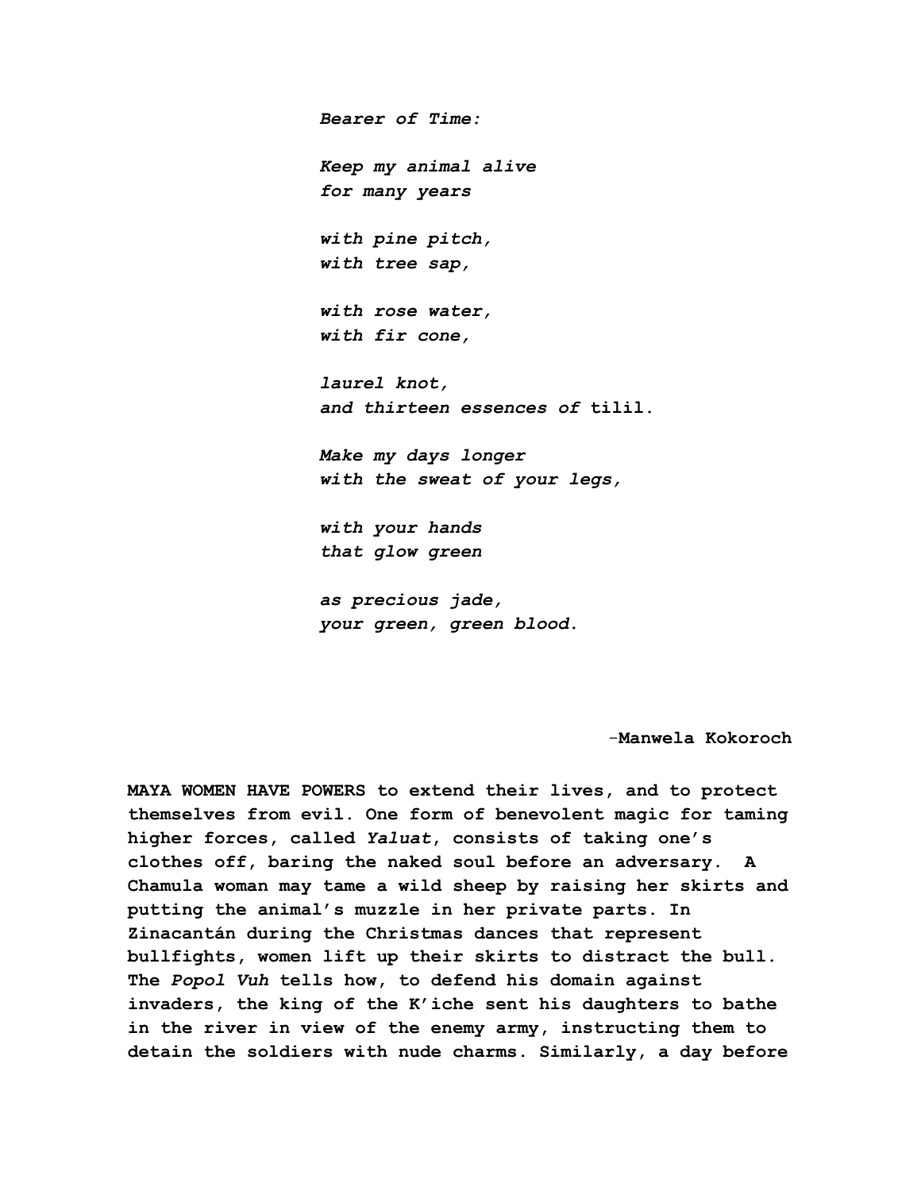*Bearer of Time:*

*Keep my animal alive*
*for many years*

*with pine pitch,*
*with tree sap,*

*with rose water,*
*with fir cone,*

*laurel knot,*
*and thirteen essences of* tilil.

*Make my days longer*
*with the sweat of your legs,*

*with your hands*
*that glow green*

*as precious jade,*
*your green, green blood.*

-Manwela Kokoroch

**MAYA WOMEN HAVE POWERS to extend their lives, and to protect themselves from evil. One form of benevolent magic for taming higher forces, called *Yaluat*, consists of taking one's clothes off, baring the naked soul before an adversary. A Chamula woman may tame a wild sheep by raising her skirts and putting the animal's muzzle in her private parts. In Zinacantán during the Christmas dances that represent bullfights, women lift up their skirts to distract the bull. The *Popol Vuh* tells how, to defend his domain against invaders, the king of the K'iche sent his daughters to bathe in the river in view of the enemy army, instructing them to detain the soldiers with nude charms. Similarly, a day before**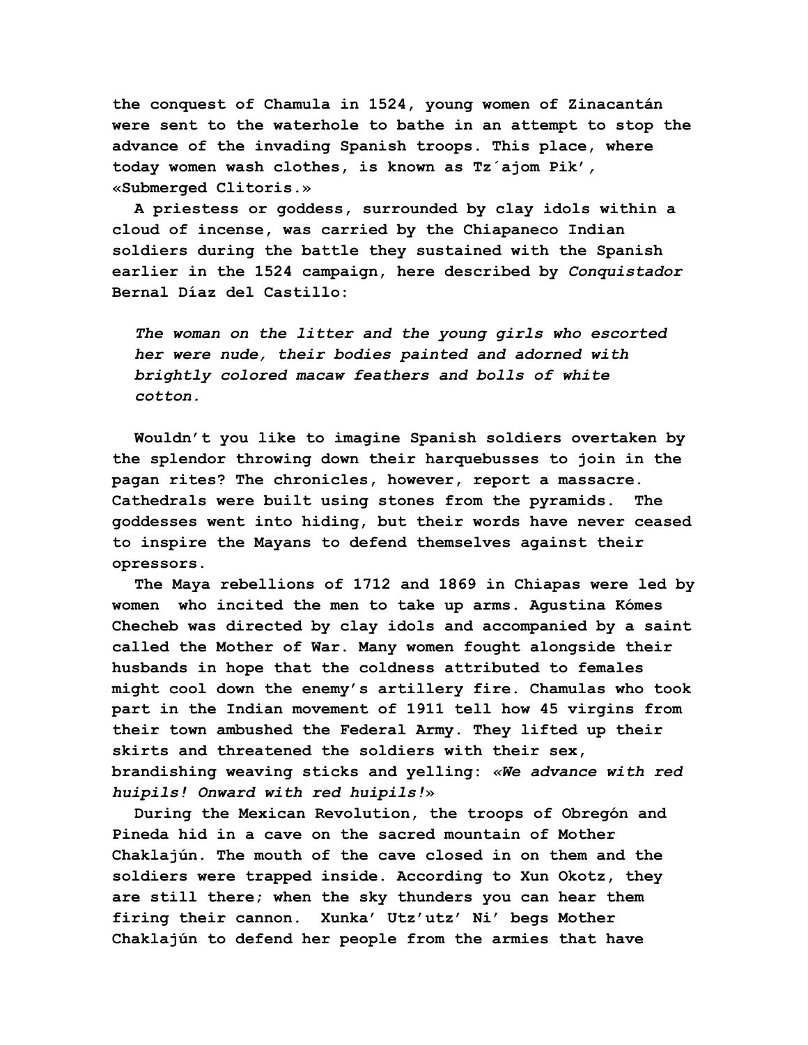the conquest of Chamula in 1524, young women of Zinacantán were sent to the waterhole to bathe in an attempt to stop the advance of the invading Spanish troops. This place, where today women wash clothes, is known as Tz´ajom Pik', «Submerged Clitoris.»

A priestess or goddess, surrounded by clay idols within a cloud of incense, was carried by the Chiapaneco Indian soldiers during the battle they sustained with the Spanish earlier in the 1524 campaign, here described by *Conquistador* Bernal Díaz del Castillo:

> *The woman on the litter and the young girls who escorted her were nude, their bodies painted and adorned with brightly colored macaw feathers and bolls of white cotton.*

Wouldn't you like to imagine Spanish soldiers overtaken by the splendor throwing down their harquebusses to join in the pagan rites? The chronicles, however, report a massacre. Cathedrals were built using stones from the pyramids. The goddesses went into hiding, but their words have never ceased to inspire the Mayans to defend themselves against their opressors.

The Maya rebellions of 1712 and 1869 in Chiapas were led by women who incited the men to take up arms. Agustina Kómes Checheb was directed by clay idols and accompanied by a saint called the Mother of War. Many women fought alongside their husbands in hope that the coldness attributed to females might cool down the enemy's artillery fire. Chamulas who took part in the Indian movement of 1911 tell how 45 virgins from their town ambushed the Federal Army. They lifted up their skirts and threatened the soldiers with their sex, brandishing weaving sticks and yelling: *«We advance with red huipils! Onward with red huipils!»*

During the Mexican Revolution, the troops of Obregón and Pineda hid in a cave on the sacred mountain of Mother Chaklajún. The mouth of the cave closed in on them and the soldiers were trapped inside. According to Xun Okotz, they are still there; when the sky thunders you can hear them firing their cannon. Xunka' Utz'utz' Ni' begs Mother Chaklajún to defend her people from the armies that have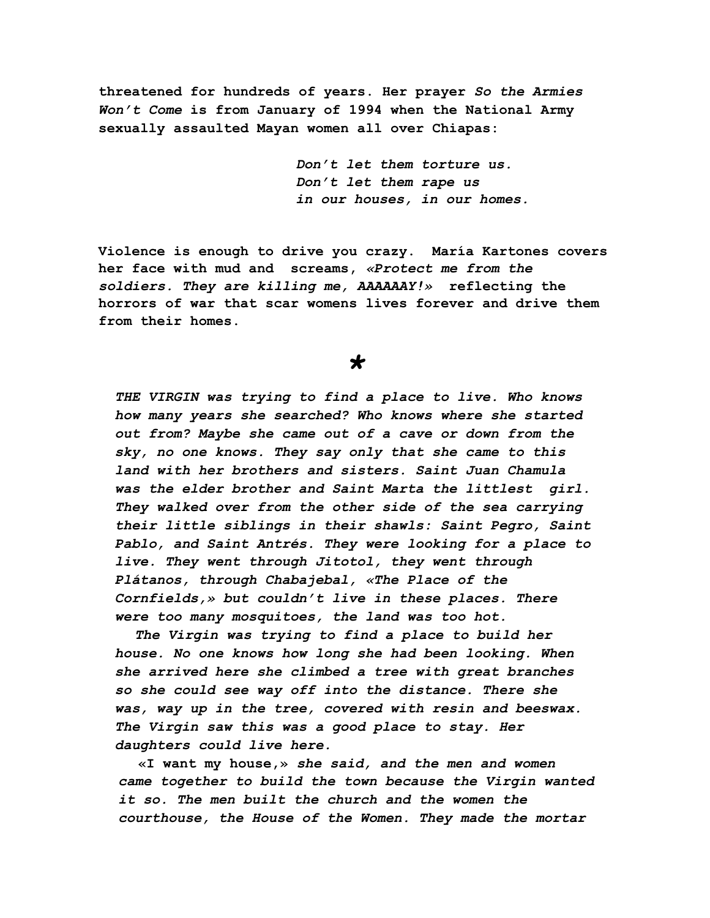**threatened for hundreds of years. Her prayer *So the Armies Won't Come* is from January of 1994 when the National Army sexually assaulted Mayan women all over Chiapas:**

> ***Don't let them torture us.***
> ***Don't let them rape us***
> ***in our houses, in our homes.***

**Violence is enough to drive you crazy. María Kartones covers her face with mud and screams, *«Protect me from the soldiers. They are killing me, AAAAAAY!»* reflecting the horrors of war that scar womens lives forever and drive them from their homes.**

*

***THE VIRGIN was trying to find a place to live. Who knows how many years she searched? Who knows where she started out from? Maybe she came out of a cave or down from the sky, no one knows. They say only that she came to this land with her brothers and sisters. Saint Juan Chamula was the elder brother and Saint Marta the littlest girl. They walked over from the other side of the sea carrying their little siblings in their shawls: Saint Pegro, Saint Pablo, and Saint Antrés. They were looking for a place to live. They went through Jitotol, they went through Plátanos, through Chabajebal, «The Place of the Cornfields,» but couldn't live in these places. There were too many mosquitoes, the land was too hot.***

***The Virgin was trying to find a place to build her house. No one knows how long she had been looking. When she arrived here she climbed a tree with great branches so she could see way off into the distance. There she was, way up in the tree, covered with resin and beeswax. The Virgin saw this was a good place to stay. Her daughters could live here.***

**«I want my house,»** ***she said, and the men and women came together to build the town because the Virgin wanted it so. The men built the church and the women the courthouse, the House of the Women. They made the mortar***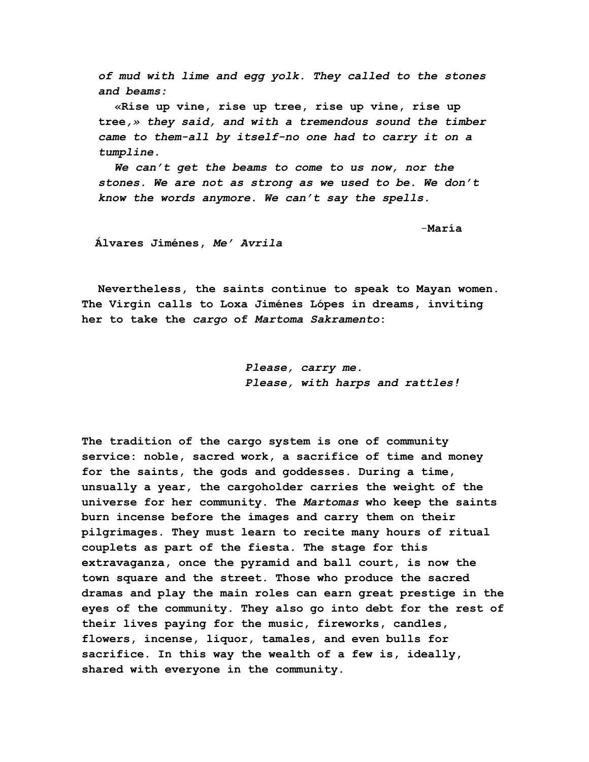*of mud with lime and egg yolk. They called to the stones and beams:*

**«Rise up vine, rise up tree, rise up vine, rise up tree,»** ***they said, and with a tremendous sound the timber came to them-all by itself-no one had to carry it on a tumpline.***

***We can't get the beams to come to us now, nor the stones. We are not as strong as we used to be. We don't know the words anymore. We can't say the spells.***

**-María Álvares Jiménes, *Me' Avrila***

**Nevertheless, the saints continue to speak to Mayan women. The Virgin calls to Loxa Jiménes Lópes in dreams, inviting her to take the *cargo* of *Martoma Sakramento*:**

***Please, carry me.***
***Please, with harps and rattles!***

**The tradition of the cargo system is one of community service: noble, sacred work, a sacrifice of time and money for the saints, the gods and goddesses. During a time, usually a year, the cargoholder carries the weight of the universe for her community. The *Martomas* who keep the saints burn incense before the images and carry them on their pilgrimages. They must learn to recite many hours of ritual couplets as part of the fiesta. The stage for this extravaganza, once the pyramid and ball court, is now the town square and the street. Those who produce the sacred dramas and play the main roles can earn great prestige in the eyes of the community. They also go into debt for the rest of their lives paying for the music, fireworks, candles, flowers, incense, liquor, tamales, and even bulls for sacrifice. In this way the wealth of a few is, ideally, shared with everyone in the community.**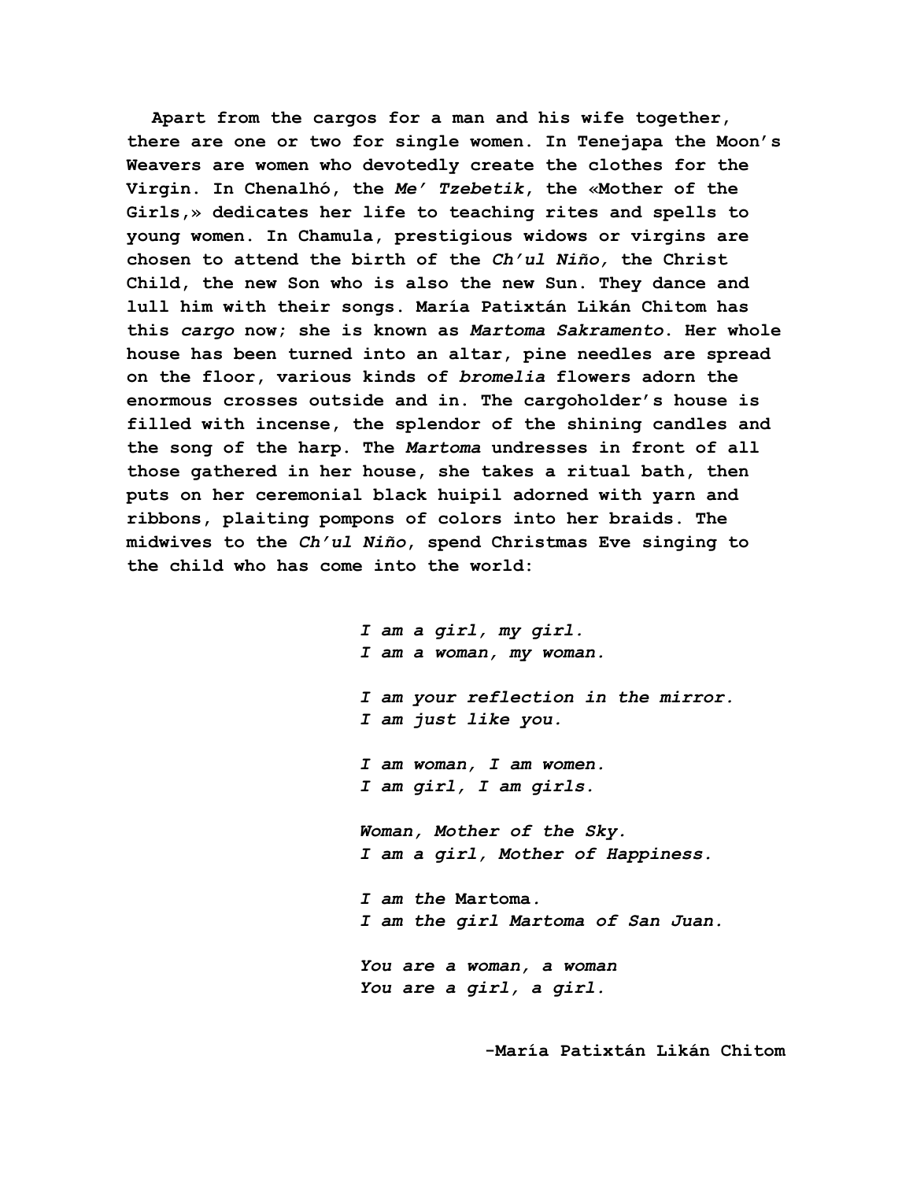Apart from the cargos for a man and his wife together, there are one or two for single women. In Tenejapa the Moon's Weavers are women who devotedly create the clothes for the Virgin. In Chenalhó, the *Me' Tzebetik*, the «Mother of the Girls,» dedicates her life to teaching rites and spells to young women. In Chamula, prestigious widows or virgins are chosen to attend the birth of the *Ch'ul Niño,* the Christ Child, the new Son who is also the new Sun. They dance and lull him with their songs. María Patixtán Likán Chitom has this *cargo* now; she is known as *Martoma Sakramento*. Her whole house has been turned into an altar, pine needles are spread on the floor, various kinds of *bromelia* flowers adorn the enormous crosses outside and in. The cargoholder's house is filled with incense, the splendor of the shining candles and the song of the harp. The *Martoma* undresses in front of all those gathered in her house, she takes a ritual bath, then puts on her ceremonial black huipil adorned with yarn and ribbons, plaiting pompons of colors into her braids. The midwives to the *Ch'ul Niño*, spend Christmas Eve singing to the child who has come into the world:

*I am a girl, my girl.*
*I am a woman, my woman.*

*I am your reflection in the mirror.*
*I am just like you.*

*I am woman, I am women.*
*I am girl, I am girls.*

*Woman, Mother of the Sky.*
*I am a girl, Mother of Happiness.*

*I am the* Martoma.
*I am the girl Martoma of San Juan.*

*You are a woman, a woman*
*You are a girl, a girl.*

-María Patixtán Likán Chitom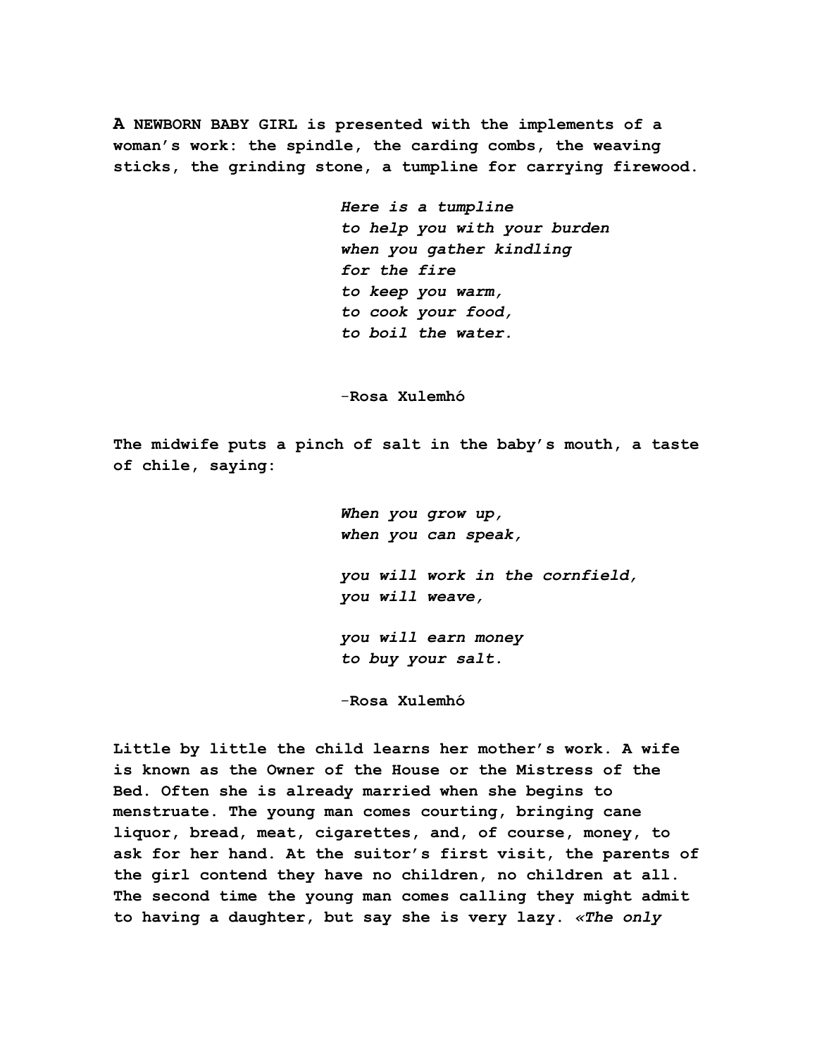**A NEWBORN BABY GIRL is presented with the implements of a woman's work: the spindle, the carding combs, the weaving sticks, the grinding stone, a tumpline for carrying firewood.**

> ***Here is a tumpline***
> ***to help you with your burden***
> ***when you gather kindling***
> ***for the fire***
> ***to keep you warm,***
> ***to cook your food,***
> ***to boil the water.***
>
> **-Rosa Xulemhó**

**The midwife puts a pinch of salt in the baby's mouth, a taste of chile, saying:**

> ***When you grow up,***
> ***when you can speak,***
>
> ***you will work in the cornfield,***
> ***you will weave,***
>
> ***you will earn money***
> ***to buy your salt.***
>
> **-Rosa Xulemhó**

**Little by little the child learns her mother's work. A wife is known as the Owner of the House or the Mistress of the Bed. Often she is already married when she begins to menstruate. The young man comes courting, bringing cane liquor, bread, meat, cigarettes, and, of course, money, to ask for her hand. At the suitor's first visit, the parents of the girl contend they have no children, no children at all. The second time the young man comes calling they might admit to having a daughter, but say she is very lazy. *«The only***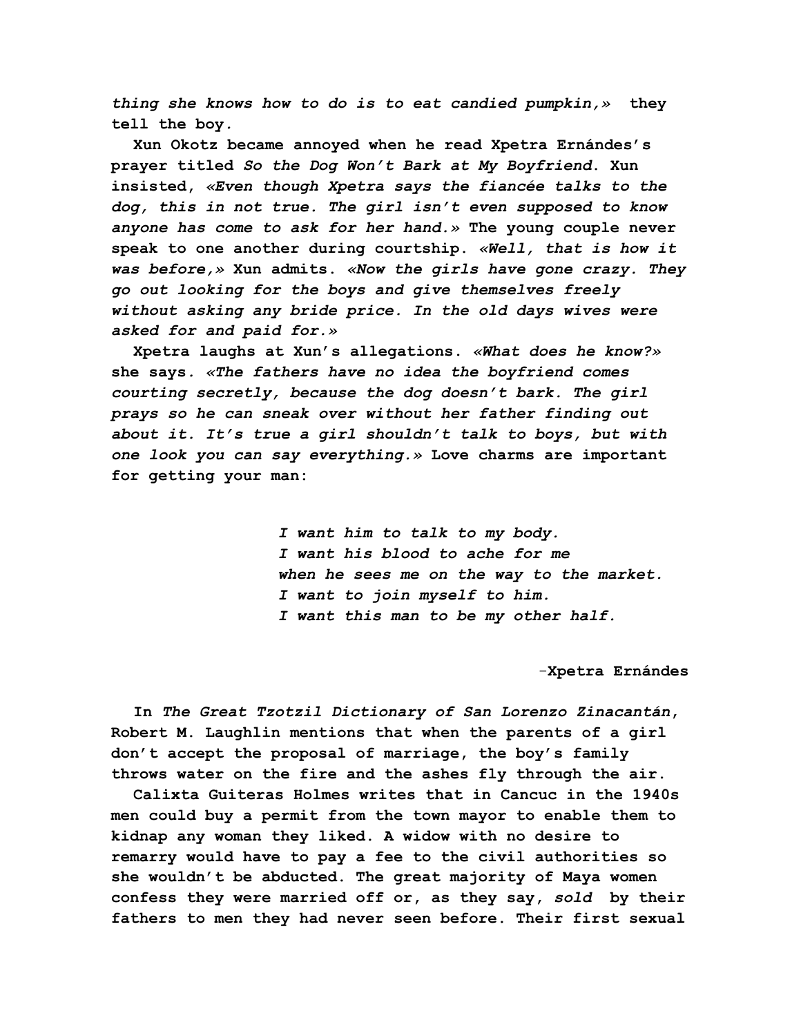*thing she knows how to do is to eat candied pumpkin,»* they tell the boy.

Xun Okotz became annoyed when he read Xpetra Ernándes's prayer titled *So the Dog Won't Bark at My Boyfriend*. Xun insisted, *«Even though Xpetra says the fiancée talks to the dog, this in not true. The girl isn't even supposed to know anyone has come to ask for her hand.»* The young couple never speak to one another during courtship. *«Well, that is how it was before,»* Xun admits. *«Now the girls have gone crazy. They go out looking for the boys and give themselves freely without asking any bride price. In the old days wives were asked for and paid for.»*

Xpetra laughs at Xun's allegations. *«What does he know?»* she says. *«The fathers have no idea the boyfriend comes courting secretly, because the dog doesn't bark. The girl prays so he can sneak over without her father finding out about it. It's true a girl shouldn't talk to boys, but with one look you can say everything.»* Love charms are important for getting your man:

> *I want him to talk to my body.*
> *I want his blood to ache for me*
> *when he sees me on the way to the market.*
> *I want to join myself to him.*
> *I want this man to be my other half.*
>
> -Xpetra Ernándes

In *The Great Tzotzil Dictionary of San Lorenzo Zinacantán*, Robert M. Laughlin mentions that when the parents of a girl don't accept the proposal of marriage, the boy's family throws water on the fire and the ashes fly through the air.

Calixta Guiteras Holmes writes that in Cancuc in the 1940s men could buy a permit from the town mayor to enable them to kidnap any woman they liked. A widow with no desire to remarry would have to pay a fee to the civil authorities so she wouldn't be abducted. The great majority of Maya women confess they were married off or, as they say, *sold* by their fathers to men they had never seen before. Their first sexual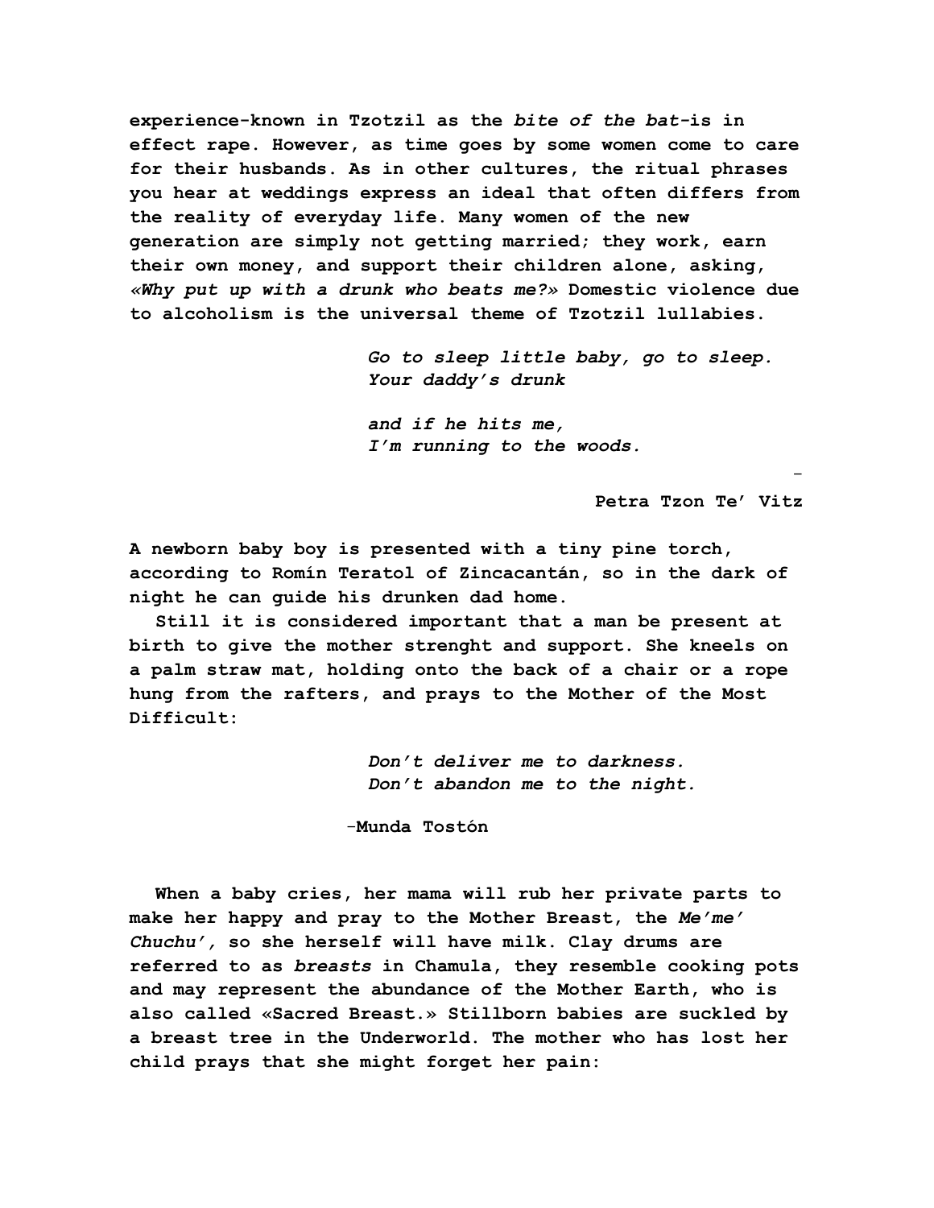**experience-known in Tzotzil as the *bite of the bat*-is in effect rape. However, as time goes by some women come to care for their husbands. As in other cultures, the ritual phrases you hear at weddings express an ideal that often differs from the reality of everyday life. Many women of the new generation are simply not getting married; they work, earn their own money, and support their children alone, asking, *«Why put up with a drunk who beats me?»* Domestic violence due to alcoholism is the universal theme of Tzotzil lullabies.**

> ***Go to sleep little baby, go to sleep.***
> ***Your daddy's drunk***
>
> ***and if he hits me,***
> ***I'm running to the woods.***
>
> **-**
>
> **Petra Tzon Te' Vitz**

**A newborn baby boy is presented with a tiny pine torch, according to Romín Teratol of Zincacantán, so in the dark of night he can guide his drunken dad home.**

**Still it is considered important that a man be present at birth to give the mother strenght and support. She kneels on a palm straw mat, holding onto the back of a chair or a rope hung from the rafters, and prays to the Mother of the Most Difficult:**

> ***Don't deliver me to darkness.***
> ***Don't abandon me to the night.***
>
> **-Munda Tostón**

**When a baby cries, her mama will rub her private parts to make her happy and pray to the Mother Breast, the *Me'me' Chuchu',* so she herself will have milk. Clay drums are referred to as *breasts* in Chamula, they resemble cooking pots and may represent the abundance of the Mother Earth, who is also called «Sacred Breast.» Stillborn babies are suckled by a breast tree in the Underworld. The mother who has lost her child prays that she might forget her pain:**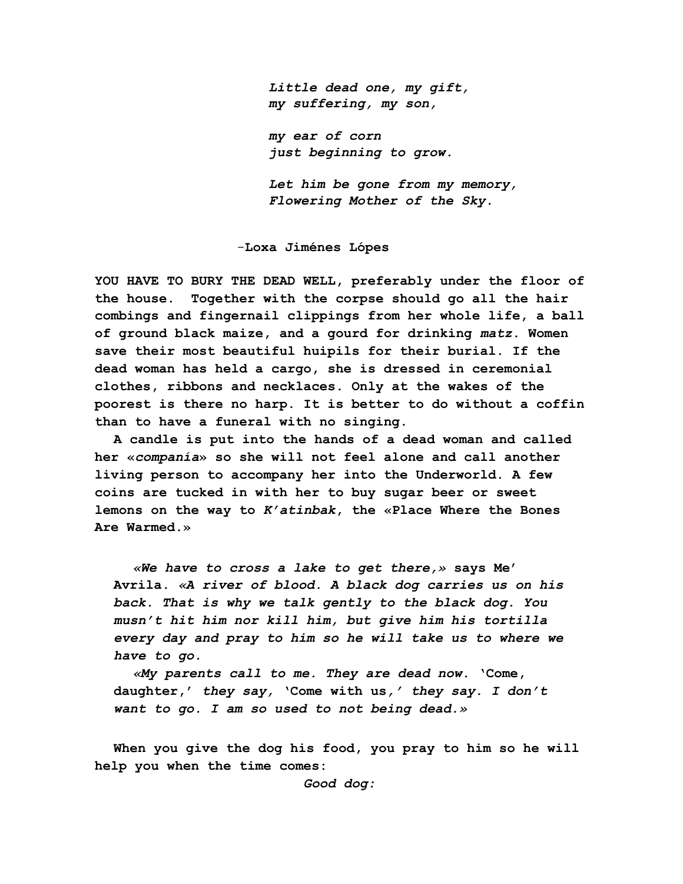*Little dead one, my gift,*
*my suffering, my son,*

*my ear of corn*
*just beginning to grow.*

*Let him be gone from my memory,*
*Flowering Mother of the Sky.*

**-Loxa Jiménes Lópes**

**YOU HAVE TO BURY THE DEAD WELL, preferably under the floor of the house. Together with the corpse should go all the hair combings and fingernail clippings from her whole life, a ball of ground black maize, and a gourd for drinking *matz*. Women save their most beautiful huipils for their burial. If the dead woman has held a cargo, she is dressed in ceremonial clothes, ribbons and necklaces. Only at the wakes of the poorest is there no harp. It is better to do without a coffin than to have a funeral with no singing.**

**A candle is put into the hands of a dead woman and called her «*companía*» so she will not feel alone and call another living person to accompany her into the Underworld. A few coins are tucked in with her to buy sugar beer or sweet lemons on the way to *K'atinbak*, the «Place Where the Bones Are Warmed.»**

> ***«We have to cross a lake to get there,»* says Me' Avrila. *«A river of blood. A black dog carries us on his back. That is why we talk gently to the black dog. You musn't hit him nor kill him, but give him his tortilla every day and pray to him so he will take us to where we have to go.***
>
> ***«My parents call to me. They are dead now.* 'Come, daughter,' *they say,* 'Come with us,' *they say. I don't want to go. I am so used to not being dead.»***

**When you give the dog his food, you pray to him so he will help you when the time comes:**

*Good dog:*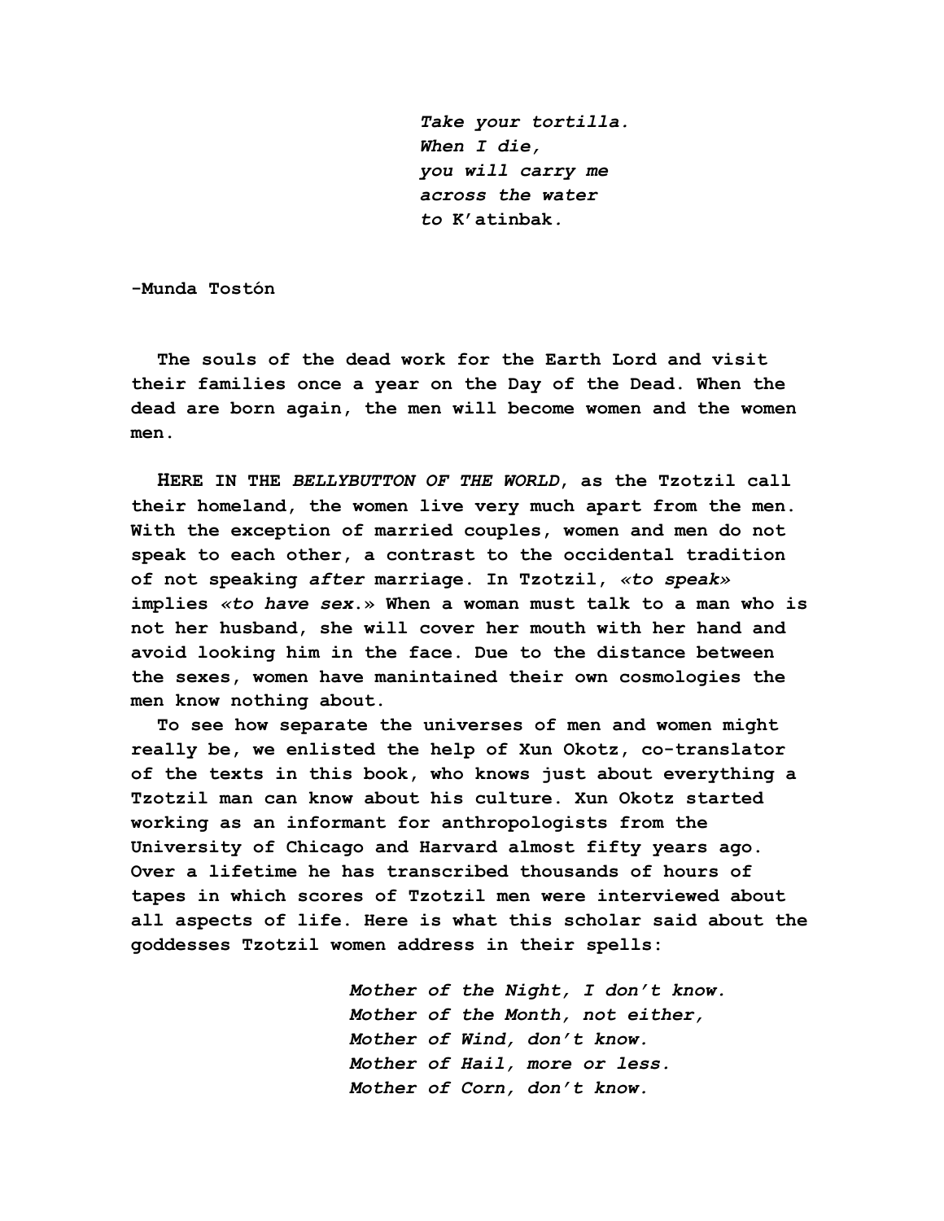*Take your tortilla.*  
*When I die,*  
*you will carry me*  
*across the water*  
*to* K'atinbak*.*

**-Munda Tostón**

**The souls of the dead work for the Earth Lord and visit their families once a year on the Day of the Dead. When the dead are born again, the men will become women and the women men.**

**HERE IN THE *BELLYBUTTON OF THE WORLD*, as the Tzotzil call their homeland, the women live very much apart from the men. With the exception of married couples, women and men do not speak to each other, a contrast to the occidental tradition of not speaking *after* marriage. In Tzotzil, *«to speak»* implies *«to have sex*.» When a woman must talk to a man who is not her husband, she will cover her mouth with her hand and avoid looking him in the face. Due to the distance between the sexes, women have manintained their own cosmologies the men know nothing about.**

**To see how separate the universes of men and women might really be, we enlisted the help of Xun Okotz, co-translator of the texts in this book, who knows just about everything a Tzotzil man can know about his culture. Xun Okotz started working as an informant for anthropologists from the University of Chicago and Harvard almost fifty years ago. Over a lifetime he has transcribed thousands of hours of tapes in which scores of Tzotzil men were interviewed about all aspects of life. Here is what this scholar said about the goddesses Tzotzil women address in their spells:**

*Mother of the Night, I don't know.*  
*Mother of the Month, not either,*  
*Mother of Wind, don't know.*  
*Mother of Hail, more or less.*  
*Mother of Corn, don't know.*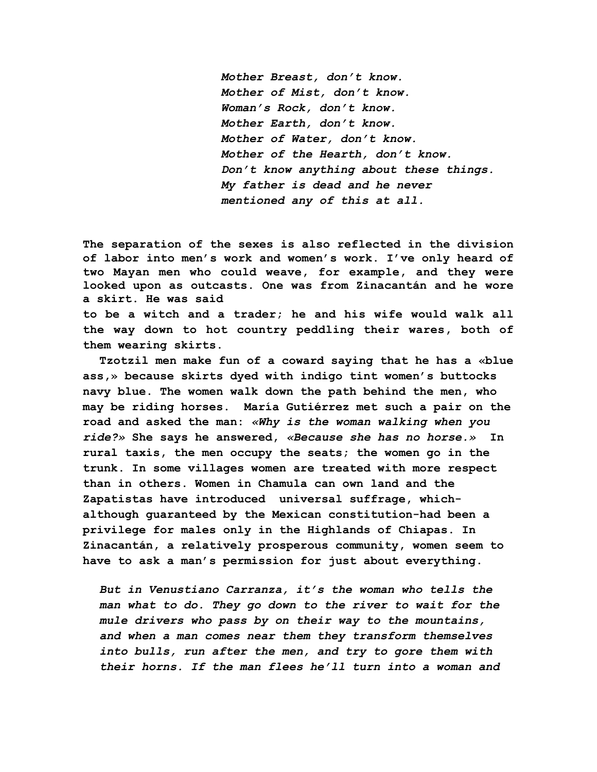*Mother Breast, don't know.*
*Mother of Mist, don't know.*
*Woman's Rock, don't know.*
*Mother Earth, don't know.*
*Mother of Water, don't know.*
*Mother of the Hearth, don't know.*
*Don't know anything about these things.*
*My father is dead and he never*
*mentioned any of this at all.*

**The separation of the sexes is also reflected in the division of labor into men's work and women's work. I've only heard of two Mayan men who could weave, for example, and they were looked upon as outcasts. One was from Zinacantán and he wore a skirt. He was said to be a witch and a trader; he and his wife would walk all the way down to hot country peddling their wares, both of them wearing skirts.**

**Tzotzil men make fun of a coward saying that he has a «blue ass,» because skirts dyed with indigo tint women's buttocks navy blue. The women walk down the path behind the men, who may be riding horses. María Gutiérrez met such a pair on the road and asked the man: *«Why is the woman walking when you ride?»* She says he answered, *«Because she has no horse.»* In rural taxis, the men occupy the seats; the women go in the trunk. In some villages women are treated with more respect than in others. Women in Chamula can own land and the Zapatistas have introduced universal suffrage, which-although guaranteed by the Mexican constitution-had been a privilege for males only in the Highlands of Chiapas. In Zinacantán, a relatively prosperous community, women seem to have to ask a man's permission for just about everything.**

*But in Venustiano Carranza, it's the woman who tells the man what to do. They go down to the river to wait for the mule drivers who pass by on their way to the mountains, and when a man comes near them they transform themselves into bulls, run after the men, and try to gore them with their horns. If the man flees he'll turn into a woman and*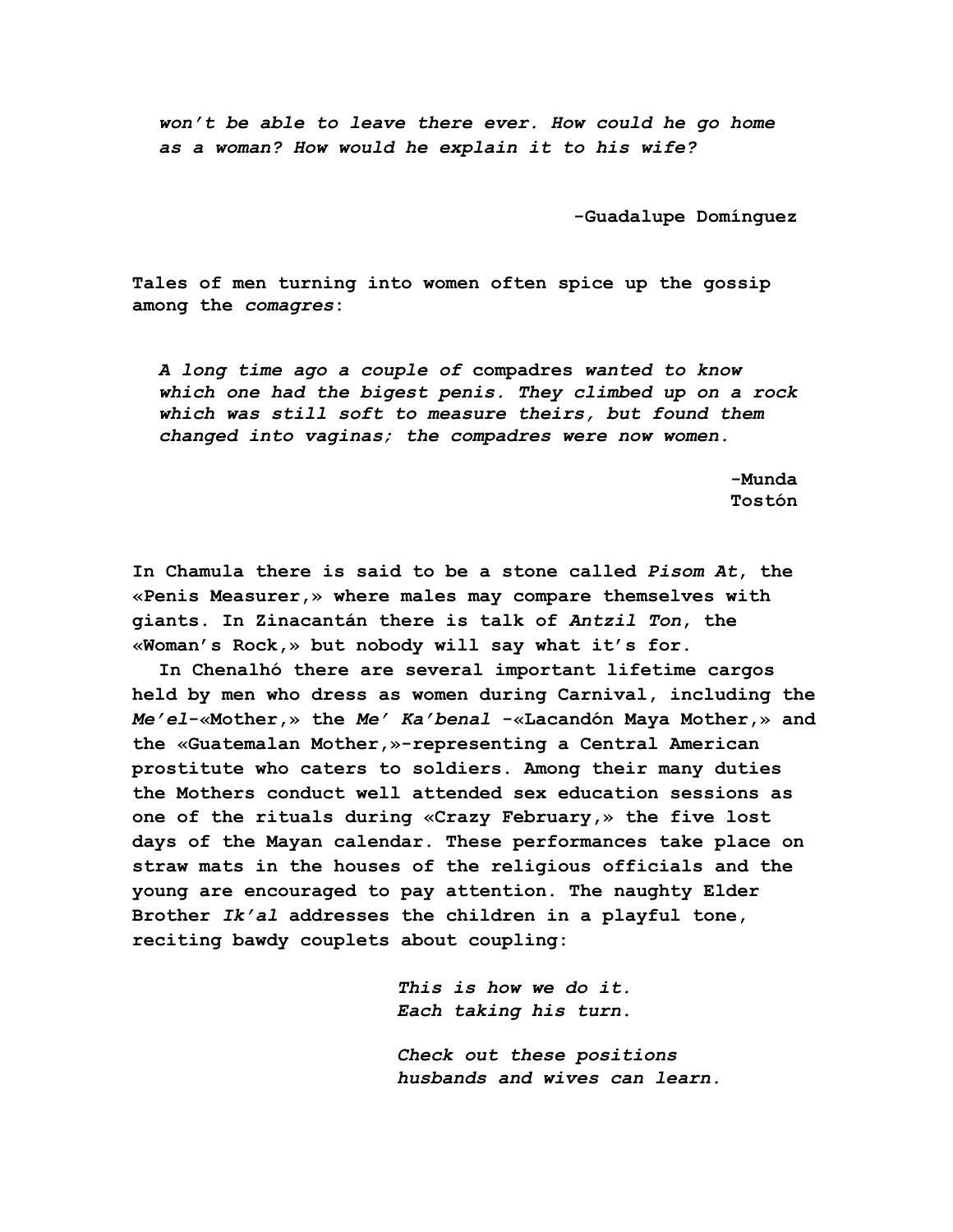*won't be able to leave there ever. How could he go home as a woman? How would he explain it to his wife?*

**-Guadalupe Domínguez**

**Tales of men turning into women often spice up the gossip among the *comagres*:**

> *A long time ago a couple of* compadres *wanted to know which one had the bigest penis. They climbed up on a rock which was still soft to measure theirs, but found them changed into vaginas; the compadres were now women.*

**-Munda Tostón**

**In Chamula there is said to be a stone called *Pisom At*, the «Penis Measurer,» where males may compare themselves with giants. In Zinacantán there is talk of *Antzil Ton*, the «Woman's Rock,» but nobody will say what it's for.**

**In Chenalhó there are several important lifetime cargos held by men who dress as women during Carnival, including the *Me'el*-«Mother,» the *Me' Ka'benal* -«Lacandón Maya Mother,» and the «Guatemalan Mother,»-representing a Central American prostitute who caters to soldiers. Among their many duties the Mothers conduct well attended sex education sessions as one of the rituals during «Crazy February,» the five lost days of the Mayan calendar. These performances take place on straw mats in the houses of the religious officials and the young are encouraged to pay attention. The naughty Elder Brother *Ik'al* addresses the children in a playful tone, reciting bawdy couplets about coupling:**

> *This is how we do it.*
> *Each taking his turn.*
>
> *Check out these positions*
> *husbands and wives can learn.*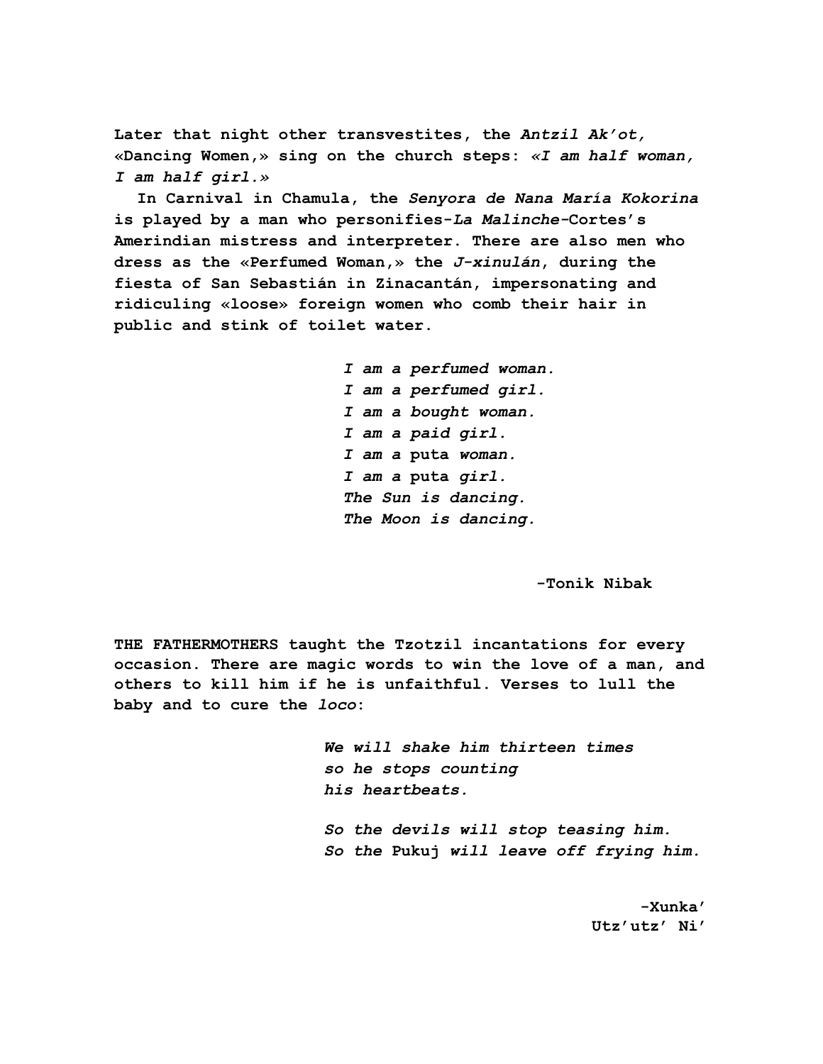**Later that night other transvestites, the *Antzil Ak'ot,* «Dancing Women,» sing on the church steps: *«I am half woman, I am half girl.»***

**In Carnival in Chamula, the *Senyora de Nana María Kokorina* is played by a man who personifies-*La Malinche*-Cortes's Amerindian mistress and interpreter. There are also men who dress as the «Perfumed Woman,» the *J-xinulán*, during the fiesta of San Sebastián in Zinacantán, impersonating and ridiculing «loose» foreign women who comb their hair in public and stink of toilet water.**

> ***I am a perfumed woman.***  
> ***I am a perfumed girl.***  
> ***I am a bought woman.***  
> ***I am a paid girl.***  
> ***I am a* puta *woman.***  
> ***I am a* puta *girl.***  
> ***The Sun is dancing.***  
> ***The Moon is dancing.***

**-Tonik Nibak**

**THE FATHERMOTHERS taught the Tzotzil incantations for every occasion. There are magic words to win the love of a man, and others to kill him if he is unfaithful. Verses to lull the baby and to cure the *loco*:**

> ***We will shake him thirteen times***  
> ***so he stops counting***  
> ***his heartbeats.***
>
> ***So the devils will stop teasing him.***  
> ***So the* Pukuj *will leave off frying him.***

**-Xunka'**  
**Utz'utz' Ni'**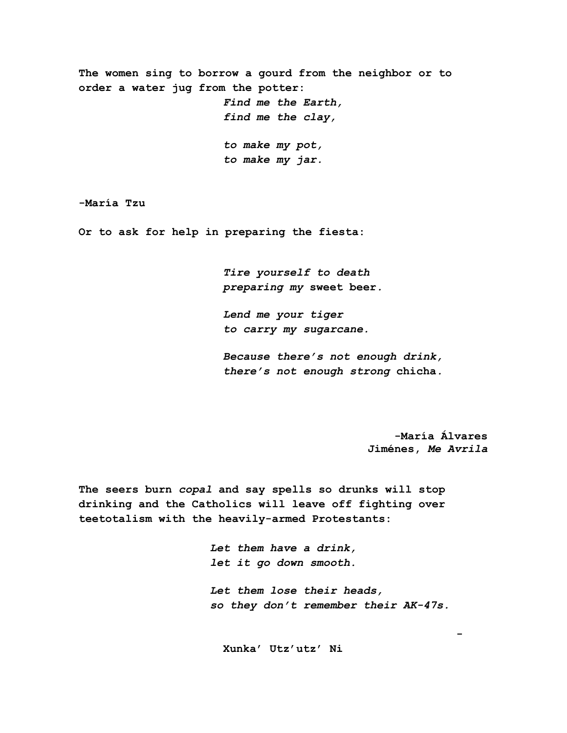**The women sing to borrow a gourd from the neighbor or to order a water jug from the potter:**

> ***Find me the Earth,***
> ***find me the clay,***
>
> ***to make my pot,***
> ***to make my jar.***

**-María Tzu**

**Or to ask for help in preparing the fiesta:**

> ***Tire yourself to death***
> ***preparing my* sweet beer*.***
>
> ***Lend me your tiger***
> ***to carry my sugarcane.***
>
> ***Because there's not enough drink,***
> ***there's not enough strong* chicha*.***

**-María Álvares**
**Jiménes, *Me Avrila***

**The seers burn *copal* and say spells so drunks will stop drinking and the Catholics will leave off fighting over teetotalism with the heavily-armed Protestants:**

> ***Let them have a drink,***
> ***let it go down smooth.***
>
> ***Let them lose their heads,***
> ***so they don't remember their AK-47s.***

**-**

**Xunka' Utz'utz' Ni**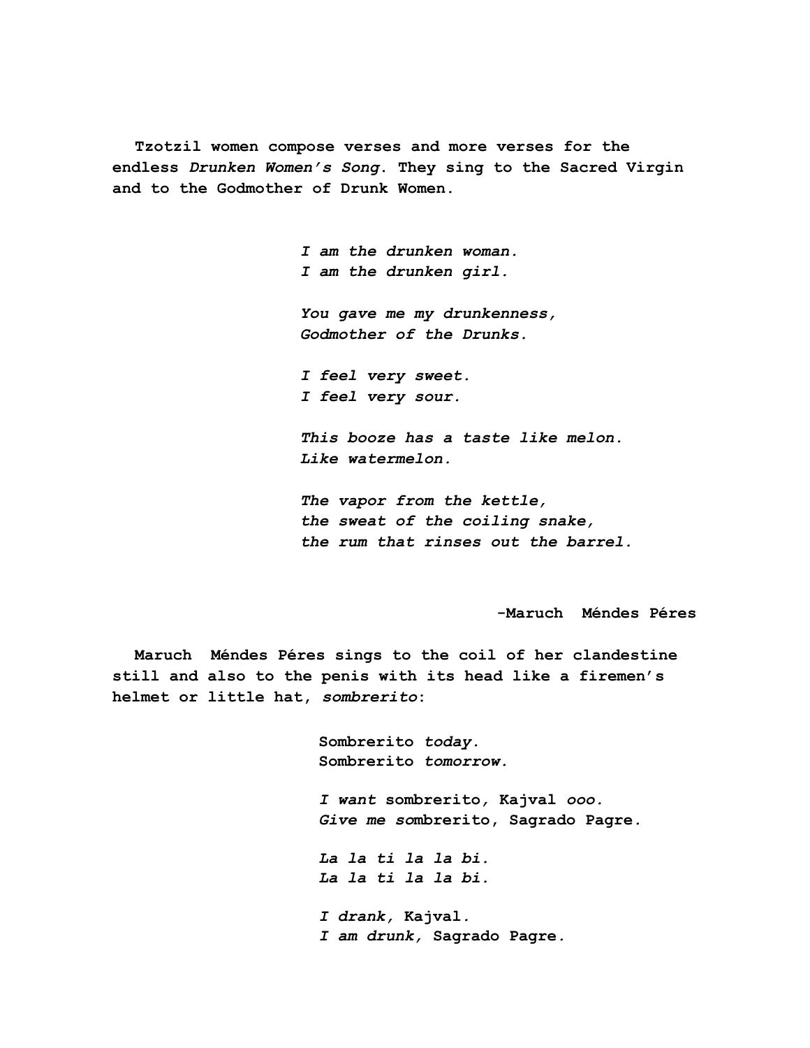Tzotzil women compose verses and more verses for the endless *Drunken Women's Song*. They sing to the Sacred Virgin and to the Godmother of Drunk Women.

*I am the drunken woman.*  
*I am the drunken girl.*

*You gave me my drunkenness,*  
*Godmother of the Drunks.*

*I feel very sweet.*  
*I feel very sour.*

*This booze has a taste like melon.*  
*Like watermelon.*

*The vapor from the kettle,*  
*the sweat of the coiling snake,*  
*the rum that rinses out the barrel.*

-Maruch Méndes Péres

Maruch Méndes Péres sings to the coil of her clandestine still and also to the penis with its head like a firemen's helmet or little hat, *sombrerito*:

Sombrerito *today.*  
Sombrerito *tomorrow.*

*I want* sombrerito*,* Kajval *ooo.*  
*Give me* sombrerito, Sagrado Pagre*.*

*La la ti la la bi.*  
*La la ti la la bi.*

*I drank,* Kajval*.*  
*I am drunk,* Sagrado Pagre*.*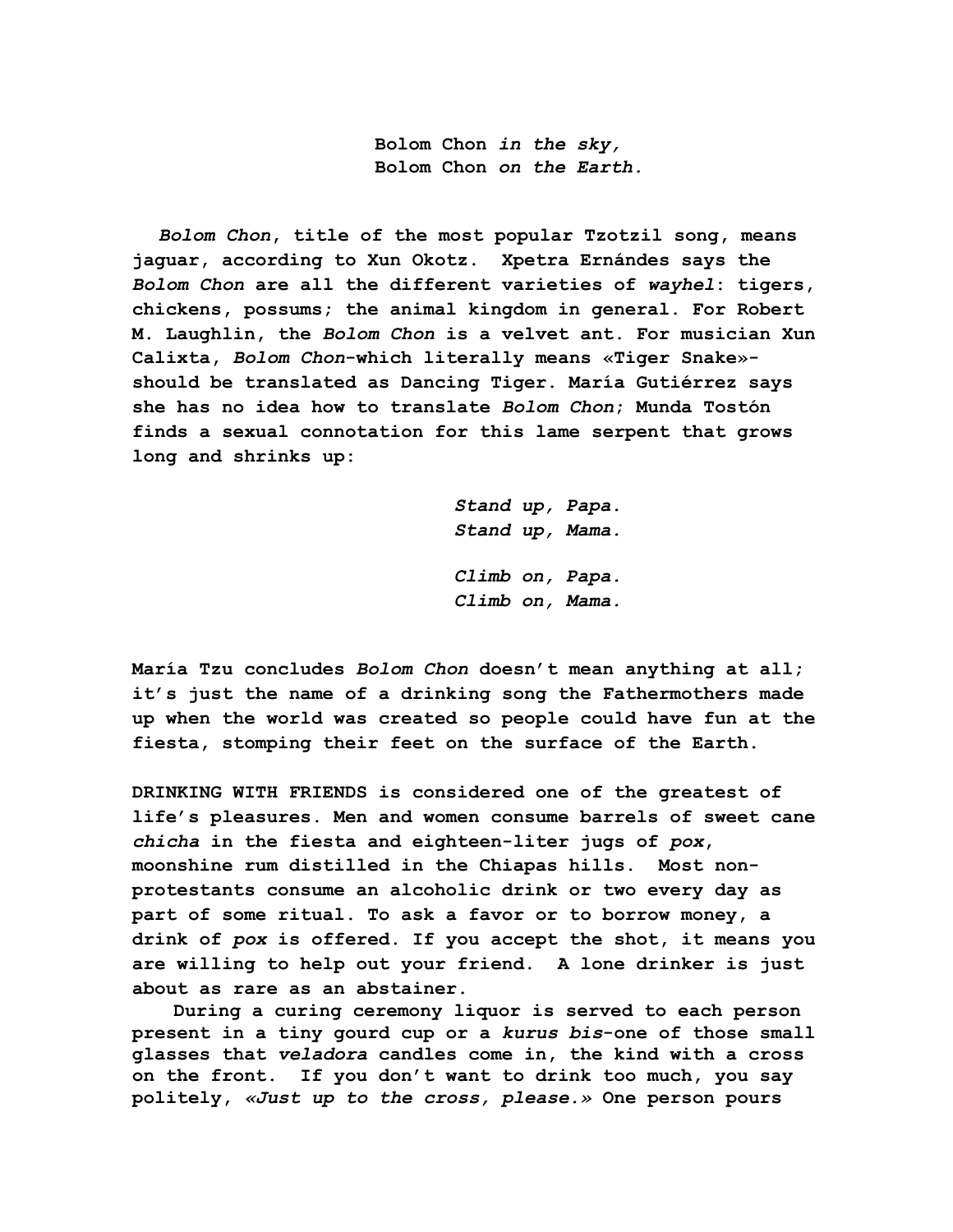Bolom Chon *in the sky,*  
Bolom Chon *on the Earth.*

*Bolom Chon*, title of the most popular Tzotzil song, means jaguar, according to Xun Okotz. Xpetra Ernándes says the *Bolom Chon* are all the different varieties of *wayhel*: tigers, chickens, possums; the animal kingdom in general. For Robert M. Laughlin, the *Bolom Chon* is a velvet ant. For musician Xun Calixta, *Bolom Chon*-which literally means «Tiger Snake»-should be translated as Dancing Tiger. María Gutiérrez says she has no idea how to translate *Bolom Chon*; Munda Tostón finds a sexual connotation for this lame serpent that grows long and shrinks up:

*Stand up, Papa.*  
*Stand up, Mama.*

*Climb on, Papa.*  
*Climb on, Mama.*

María Tzu concludes *Bolom Chon* doesn't mean anything at all; it's just the name of a drinking song the Fathermothers made up when the world was created so people could have fun at the fiesta, stomping their feet on the surface of the Earth.

DRINKING WITH FRIENDS is considered one of the greatest of life's pleasures. Men and women consume barrels of sweet cane *chicha* in the fiesta and eighteen-liter jugs of *pox*, moonshine rum distilled in the Chiapas hills. Most non-protestants consume an alcoholic drink or two every day as part of some ritual. To ask a favor or to borrow money, a drink of *pox* is offered. If you accept the shot, it means you are willing to help out your friend. A lone drinker is just about as rare as an abstainer.

During a curing ceremony liquor is served to each person present in a tiny gourd cup or a *kurus bis*-one of those small glasses that *veladora* candles come in, the kind with a cross on the front. If you don't want to drink too much, you say politely, «*Just up to the cross, please.*» One person pours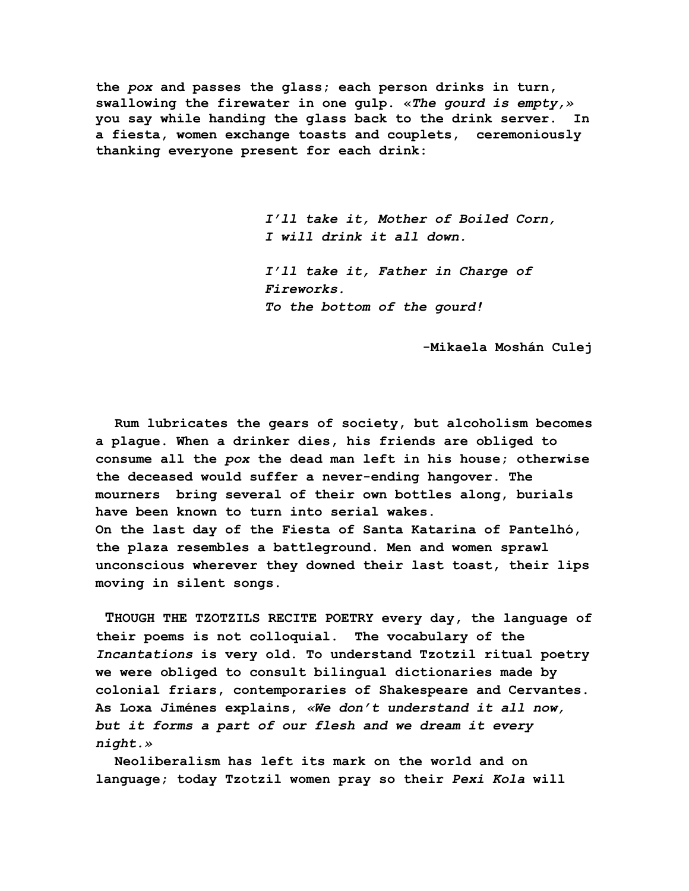the *pox* and passes the glass; each person drinks in turn, swallowing the firewater in one gulp. «*The gourd is empty,*» you say while handing the glass back to the drink server. In a fiesta, women exchange toasts and couplets, ceremoniously thanking everyone present for each drink:

> *I'll take it, Mother of Boiled Corn,*
> *I will drink it all down.*
>
> *I'll take it, Father in Charge of Fireworks.*
> *To the bottom of the gourd!*
>
> -Mikaela Moshán Culej

Rum lubricates the gears of society, but alcoholism becomes a plague. When a drinker dies, his friends are obliged to consume all the *pox* the dead man left in his house; otherwise the deceased would suffer a never-ending hangover. The mourners bring several of their own bottles along, burials have been known to turn into serial wakes.

On the last day of the Fiesta of Santa Katarina of Pantelhó, the plaza resembles a battleground. Men and women sprawl unconscious wherever they downed their last toast, their lips moving in silent songs.

THOUGH THE TZOTZILS RECITE POETRY every day, the language of their poems is not colloquial. The vocabulary of the *Incantations* is very old. To understand Tzotzil ritual poetry we were obliged to consult bilingual dictionaries made by colonial friars, contemporaries of Shakespeare and Cervantes. As Loxa Jiménes explains, «*We don't understand it all now, but it forms a part of our flesh and we dream it every night.*»

Neoliberalism has left its mark on the world and on language; today Tzotzil women pray so their *Pexi Kola* will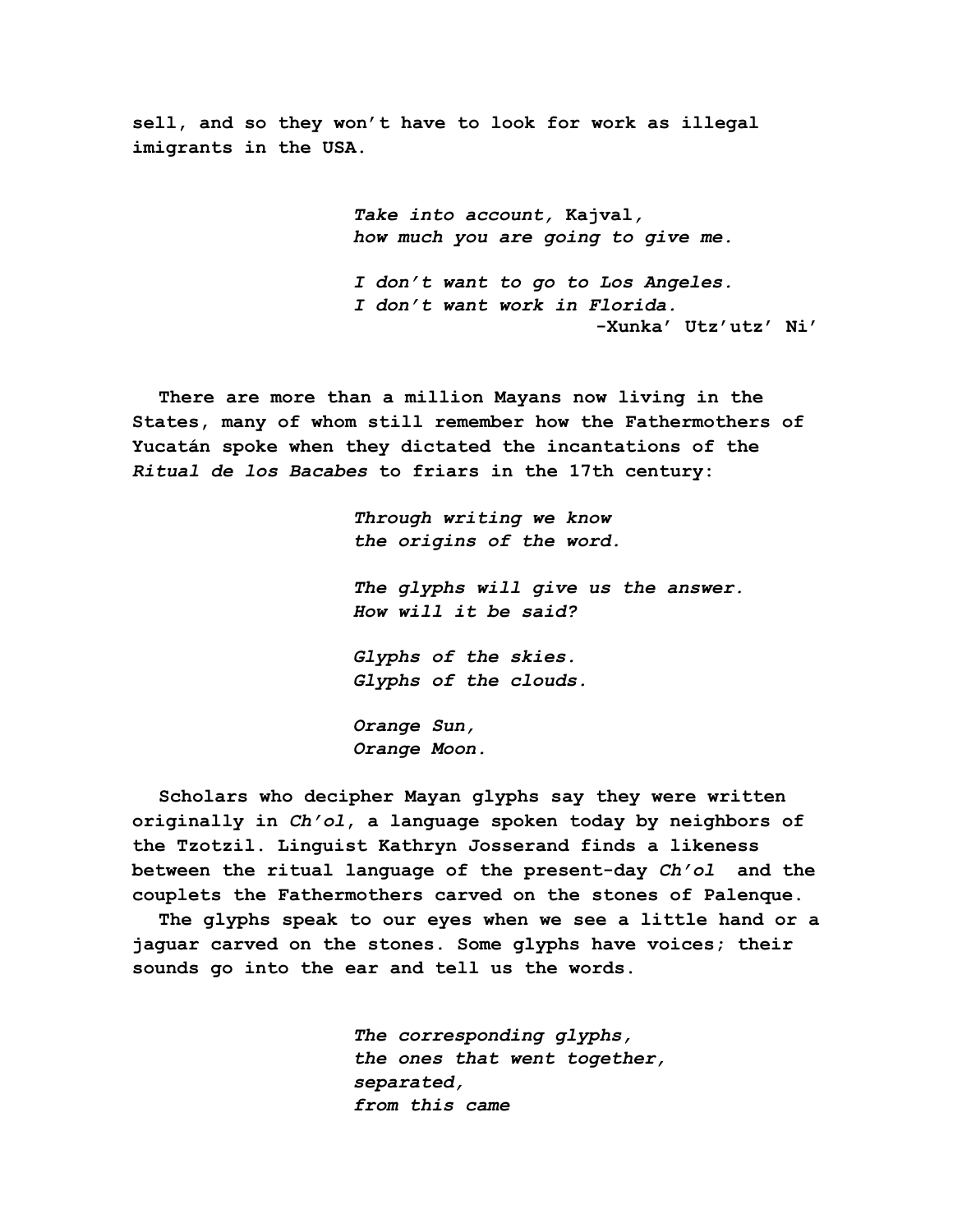sell, and so they won't have to look for work as illegal imigrants in the USA.

> *Take into account,* Kajval,
> *how much you are going to give me.*
>
> *I don't want to go to Los Angeles.*
> *I don't want work in Florida.*
>
> -Xunka' Utz'utz' Ni'

There are more than a million Mayans now living in the States, many of whom still remember how the Fathermothers of Yucatán spoke when they dictated the incantations of the *Ritual de los Bacabes* to friars in the 17th century:

> *Through writing we know*
> *the origins of the word.*
>
> *The glyphs will give us the answer.*
> *How will it be said?*
>
> *Glyphs of the skies.*
> *Glyphs of the clouds.*
>
> *Orange Sun,*
> *Orange Moon.*

Scholars who decipher Mayan glyphs say they were written originally in *Ch'ol*, a language spoken today by neighbors of the Tzotzil. Linguist Kathryn Josserand finds a likeness between the ritual language of the present-day *Ch'ol* and the couplets the Fathermothers carved on the stones of Palenque.

The glyphs speak to our eyes when we see a little hand or a jaguar carved on the stones. Some glyphs have voices; their sounds go into the ear and tell us the words.

> *The corresponding glyphs,*
> *the ones that went together,*
> *separated,*
> *from this came*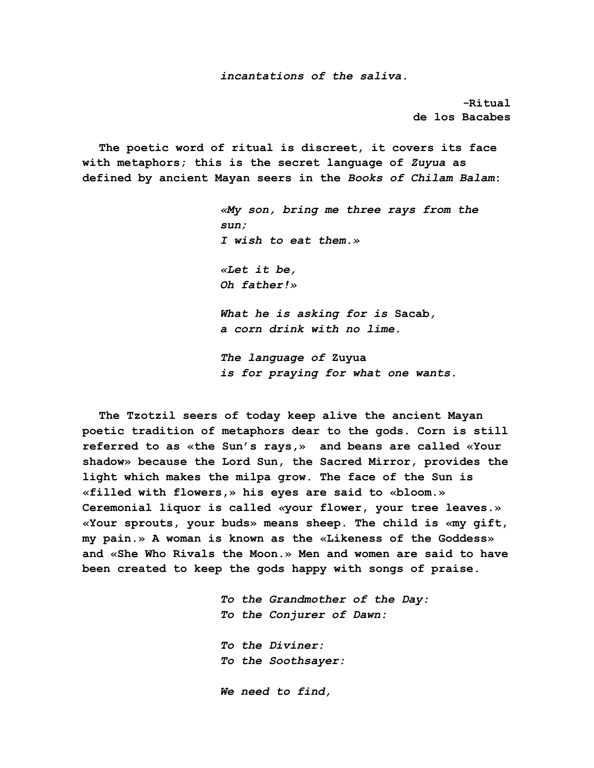*incantations of the saliva.*

**-Ritual de los Bacabes**

**The poetic word of ritual is discreet, it covers its face with metaphors; this is the secret language of *Zuyua* as defined by ancient Mayan seers in the *Books of Chilam Balam*:**

> ***«My son, bring me three rays from the sun;***
> ***I wish to eat them.»***
>
> ***«Let it be,***
> ***Oh father!»***
>
> ***What he is asking for is* Sacab,**
> ***a corn drink with no lime.***
>
> ***The language of* Zuyua**
> ***is for praying for what one wants.***

**The Tzotzil seers of today keep alive the ancient Mayan poetic tradition of metaphors dear to the gods. Corn is still referred to as «the Sun's rays,» and beans are called «Your shadow» because the Lord Sun, the Sacred Mirror, provides the light which makes the milpa grow. The face of the Sun is «filled with flowers,» his eyes are said to «bloom.» Ceremonial liquor is called «your flower, your tree leaves.» «Your sprouts, your buds» means sheep. The child is «my gift, my pain.» A woman is known as the «Likeness of the Goddess» and «She Who Rivals the Moon.» Men and women are said to have been created to keep the gods happy with songs of praise.**

> ***To the Grandmother of the Day:***
> ***To the Conjurer of Dawn:***
>
> ***To the Diviner:***
> ***To the Soothsayer:***
>
> ***We need to find,***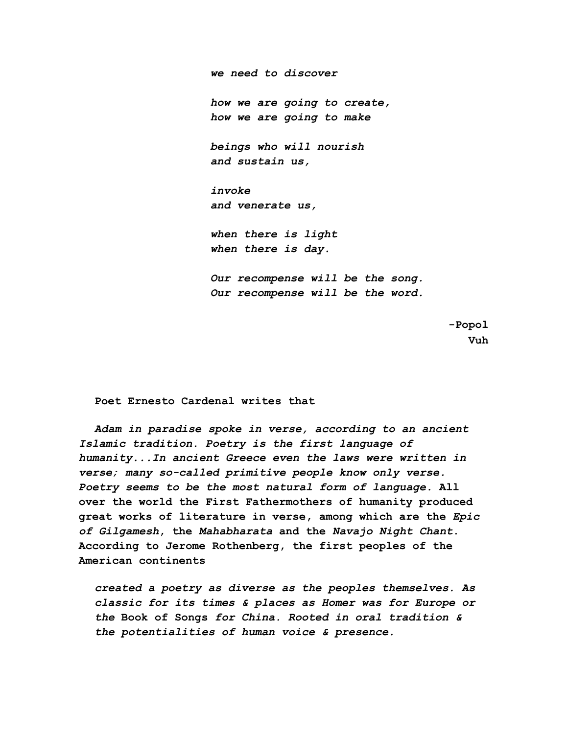*we need to discover*

*how we are going to create,*
*how we are going to make*

*beings who will nourish*
*and sustain us,*

*invoke*
*and venerate us,*

*when there is light*
*when there is day.*

*Our recompense will be the song.*
*Our recompense will be the word.*

**-Popol Vuh**

**Poet Ernesto Cardenal writes that**

> ***Adam in paradise spoke in verse, according to an ancient Islamic tradition. Poetry is the first language of humanity...In ancient Greece even the laws were written in verse; many so-called primitive people know only verse. Poetry seems to be the most natural form of language.*** **All over the world the First Fathermothers of humanity produced great works of literature in verse, among which are the *Epic of Gilgamesh*, the *Mahabharata* and the *Navajo Night Chant*. According to Jerome Rothenberg, the first peoples of the American continents**

> ***created a poetry as diverse as the peoples themselves. As classic for its times & places as Homer was for Europe or the*** **Book of Songs** ***for China. Rooted in oral tradition & the potentialities of human voice & presence.***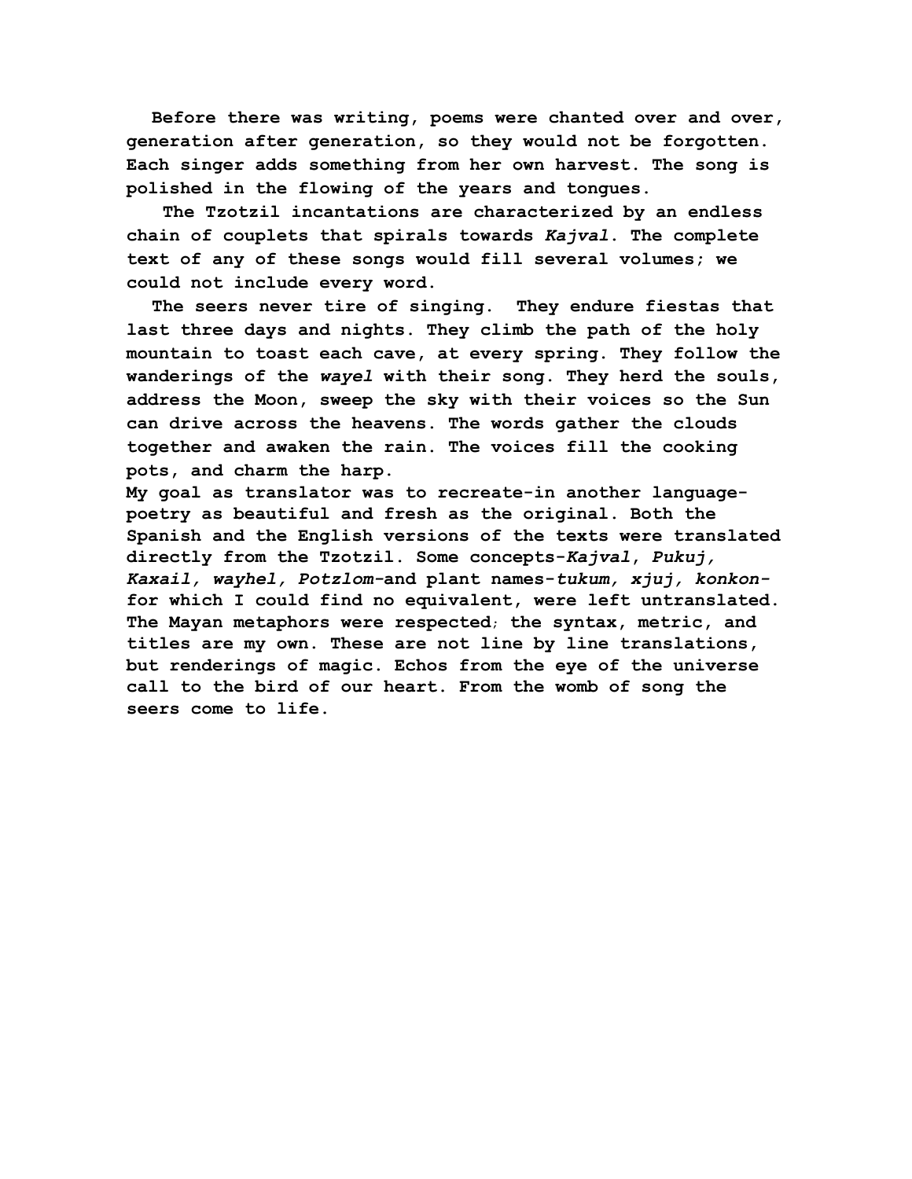Before there was writing, poems were chanted over and over, generation after generation, so they would not be forgotten. Each singer adds something from her own harvest. The song is polished in the flowing of the years and tongues.

The Tzotzil incantations are characterized by an endless chain of couplets that spirals towards *Kajval*. The complete text of any of these songs would fill several volumes; we could not include every word.

The seers never tire of singing. They endure fiestas that last three days and nights. They climb the path of the holy mountain to toast each cave, at every spring. They follow the wanderings of the *wayel* with their song. They herd the souls, address the Moon, sweep the sky with their voices so the Sun can drive across the heavens. The words gather the clouds together and awaken the rain. The voices fill the cooking pots, and charm the harp.

My goal as translator was to recreate-in another language-poetry as beautiful and fresh as the original. Both the Spanish and the English versions of the texts were translated directly from the Tzotzil. Some concepts-*Kajval*, *Pukuj, Kaxail, wayhel, Potzlom*-and plant names-*tukum, xjuj, konkon*-for which I could find no equivalent, were left untranslated. The Mayan metaphors were respected; the syntax, metric, and titles are my own. These are not line by line translations, but renderings of magic. Echos from the eye of the universe call to the bird of our heart. From the womb of song the seers come to life.